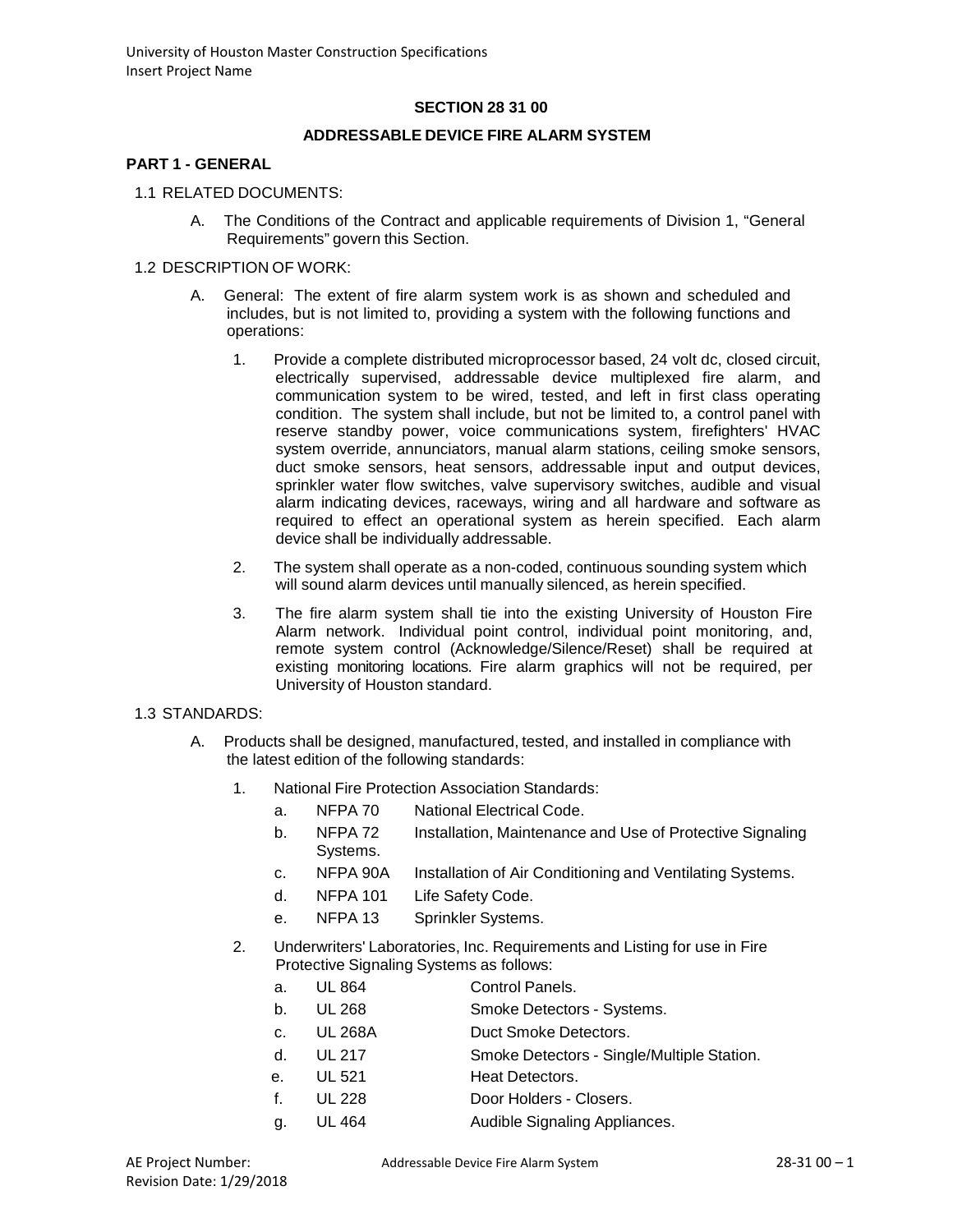## SECTION 28 31 00

## ADDRESSABLE DEVICE FIRE ALARM SYSTEM

### PART 1 - GENERAL

1.1 RELATED DOCUMENTS:

A. The Conditions of the Contract and applicable requirements of Division 1, "General Requirements" govern this Section.

1.2 DESCRIPTION OF WORK:

A. General: The extent of fire alarm system work is as shown and scheduled and includes, but is not limited to, providing a system with the following functions and operations:

1. Provide a complete distributed microprocessor based, 24 volt dc, closed circuit, electrically supervised, addressable device multiplexed fire alarm, and communication system to be wired, tested, and left in first class operating condition. The system shall include, but not be limited to, a control panel with reserve standby power, voice communications system, firefighters' HVAC system override, annunciators, manual alarm stations, ceiling smoke sensors, duct smoke sensors, heat sensors, addressable input and output devices, sprinkler water flow switches, valve supervisory switches, audible and visual alarm indicating devices, raceways, wiring and all hardware and software as required to effect an operational system as herein specified. Each alarm device shall be individually addressable.

2. The system shall operate as a non-coded, continuous sounding system which will sound alarm devices until manually silenced, as herein specified.

3. The fire alarm system shall tie into the existing University of Houston Fire Alarm network. Individual point control, individual point monitoring, and, remote system control (Acknowledge/Silence/Reset) shall be required at existing monitoring locations. Fire alarm graphics will not be required, per University of Houston standard.

1.3 STANDARDS:

A. Products shall be designed, manufactured, tested, and installed in compliance with the latest edition of the following standards:

1. National Fire Protection Association Standards:
   - a. NFPA 70 National Electrical Code.
   - b. NFPA 72 Installation, Maintenance and Use of Protective Signaling Systems.
   - c. NFPA 90A Installation of Air Conditioning and Ventilating Systems.
   - d. NFPA 101 Life Safety Code.
   - e. NFPA 13 Sprinkler Systems.

2. Underwriters' Laboratories, Inc. Requirements and Listing for use in Fire Protective Signaling Systems as follows:
   - a. UL 864 Control Panels.
   - b. UL 268 Smoke Detectors - Systems.
   - c. UL 268A Duct Smoke Detectors.
   - d. UL 217 Smoke Detectors - Single/Multiple Station.
   - e. UL 521 Heat Detectors.
   - f. UL 228 Door Holders - Closers.
   - g. UL 464 Audible Signaling Appliances.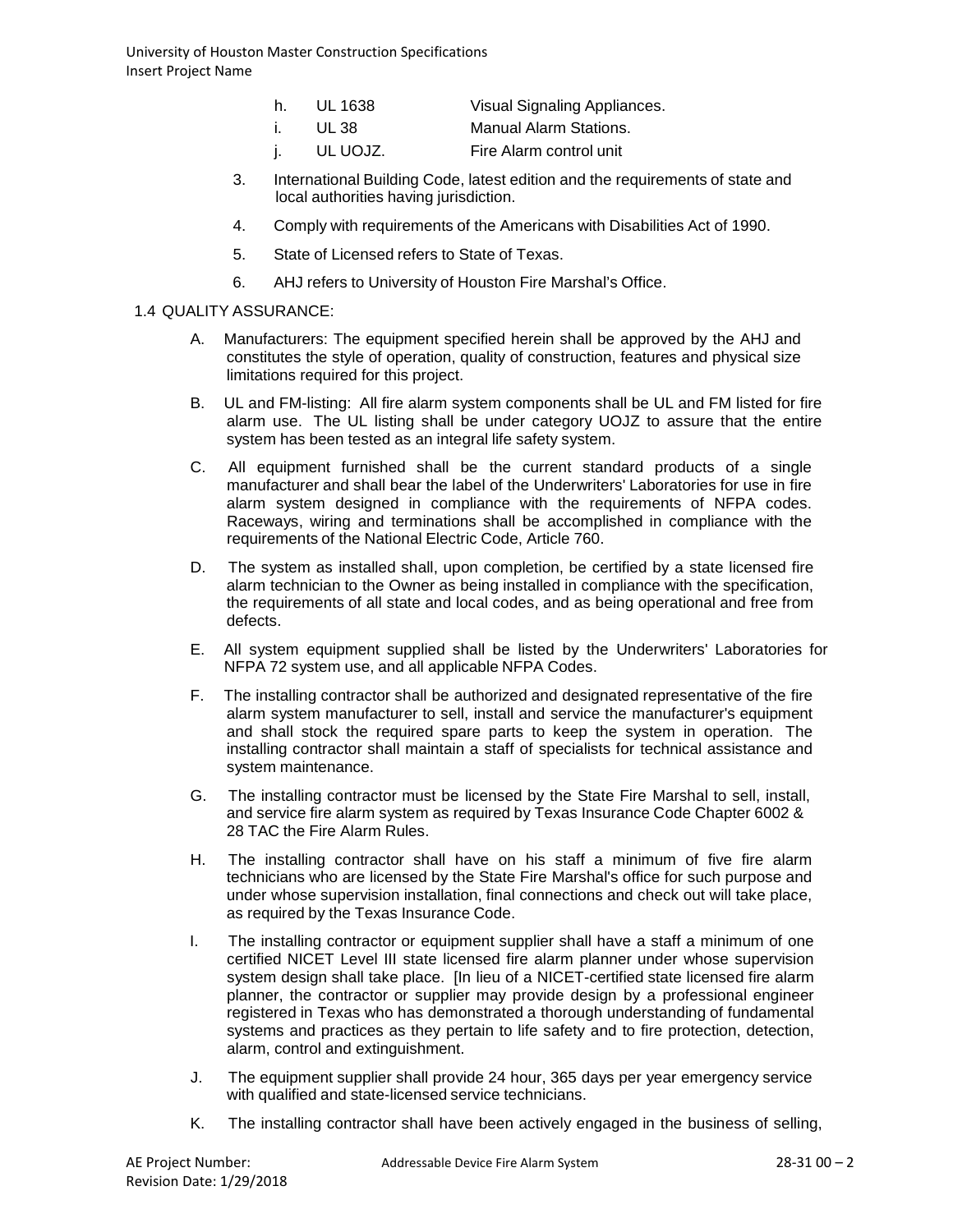h. UL 1638 Visual Signaling Appliances.

i. UL 38 Manual Alarm Stations.

j. UL UOJZ. Fire Alarm control unit

3. International Building Code, latest edition and the requirements of state and local authorities having jurisdiction.

4. Comply with requirements of the Americans with Disabilities Act of 1990.

5. State of Licensed refers to State of Texas.

6. AHJ refers to University of Houston Fire Marshal's Office.

## 1.4 QUALITY ASSURANCE:

A. Manufacturers: The equipment specified herein shall be approved by the AHJ and constitutes the style of operation, quality of construction, features and physical size limitations required for this project.

B. UL and FM-listing: All fire alarm system components shall be UL and FM listed for fire alarm use. The UL listing shall be under category UOJZ to assure that the entire system has been tested as an integral life safety system.

C. All equipment furnished shall be the current standard products of a single manufacturer and shall bear the label of the Underwriters' Laboratories for use in fire alarm system designed in compliance with the requirements of NFPA codes. Raceways, wiring and terminations shall be accomplished in compliance with the requirements of the National Electric Code, Article 760.

D. The system as installed shall, upon completion, be certified by a state licensed fire alarm technician to the Owner as being installed in compliance with the specification, the requirements of all state and local codes, and as being operational and free from defects.

E. All system equipment supplied shall be listed by the Underwriters' Laboratories for NFPA 72 system use, and all applicable NFPA Codes.

F. The installing contractor shall be authorized and designated representative of the fire alarm system manufacturer to sell, install and service the manufacturer's equipment and shall stock the required spare parts to keep the system in operation. The installing contractor shall maintain a staff of specialists for technical assistance and system maintenance.

G. The installing contractor must be licensed by the State Fire Marshal to sell, install, and service fire alarm system as required by Texas Insurance Code Chapter 6002 & 28 TAC the Fire Alarm Rules.

H. The installing contractor shall have on his staff a minimum of five fire alarm technicians who are licensed by the State Fire Marshal's office for such purpose and under whose supervision installation, final connections and check out will take place, as required by the Texas Insurance Code.

I. The installing contractor or equipment supplier shall have a staff a minimum of one certified NICET Level III state licensed fire alarm planner under whose supervision system design shall take place. [In lieu of a NICET-certified state licensed fire alarm planner, the contractor or supplier may provide design by a professional engineer registered in Texas who has demonstrated a thorough understanding of fundamental systems and practices as they pertain to life safety and to fire protection, detection, alarm, control and extinguishment.

J. The equipment supplier shall provide 24 hour, 365 days per year emergency service with qualified and state-licensed service technicians.

K. The installing contractor shall have been actively engaged in the business of selling,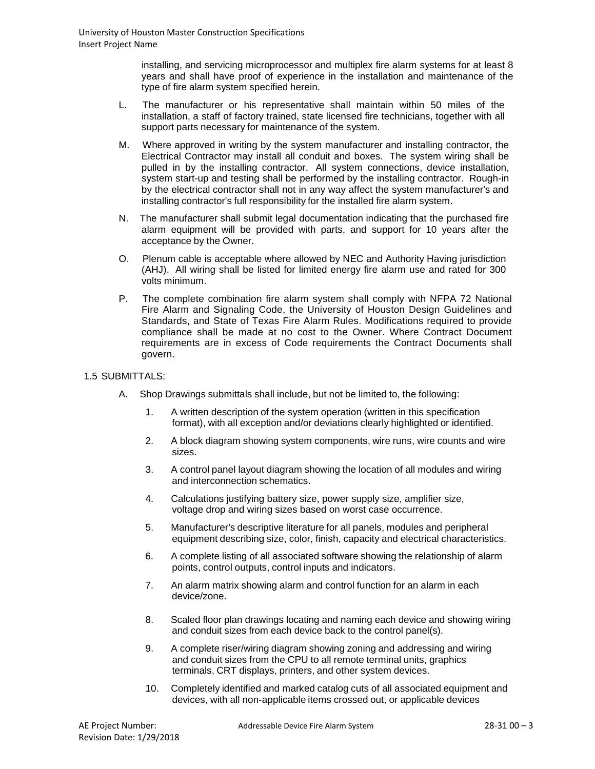installing, and servicing microprocessor and multiplex fire alarm systems for at least 8 years and shall have proof of experience in the installation and maintenance of the type of fire alarm system specified herein.

L. The manufacturer or his representative shall maintain within 50 miles of the installation, a staff of factory trained, state licensed fire technicians, together with all support parts necessary for maintenance of the system.

M. Where approved in writing by the system manufacturer and installing contractor, the Electrical Contractor may install all conduit and boxes. The system wiring shall be pulled in by the installing contractor. All system connections, device installation, system start-up and testing shall be performed by the installing contractor. Rough-in by the electrical contractor shall not in any way affect the system manufacturer's and installing contractor's full responsibility for the installed fire alarm system.

N. The manufacturer shall submit legal documentation indicating that the purchased fire alarm equipment will be provided with parts, and support for 10 years after the acceptance by the Owner.

O. Plenum cable is acceptable where allowed by NEC and Authority Having jurisdiction (AHJ). All wiring shall be listed for limited energy fire alarm use and rated for 300 volts minimum.

P. The complete combination fire alarm system shall comply with NFPA 72 National Fire Alarm and Signaling Code, the University of Houston Design Guidelines and Standards, and State of Texas Fire Alarm Rules. Modifications required to provide compliance shall be made at no cost to the Owner. Where Contract Document requirements are in excess of Code requirements the Contract Documents shall govern.

## 1.5 SUBMITTALS:

A. Shop Drawings submittals shall include, but not be limited to, the following:

1. A written description of the system operation (written in this specification format), with all exception and/or deviations clearly highlighted or identified.
2. A block diagram showing system components, wire runs, wire counts and wire sizes.
3. A control panel layout diagram showing the location of all modules and wiring and interconnection schematics.
4. Calculations justifying battery size, power supply size, amplifier size, voltage drop and wiring sizes based on worst case occurrence.
5. Manufacturer's descriptive literature for all panels, modules and peripheral equipment describing size, color, finish, capacity and electrical characteristics.
6. A complete listing of all associated software showing the relationship of alarm points, control outputs, control inputs and indicators.
7. An alarm matrix showing alarm and control function for an alarm in each device/zone.
8. Scaled floor plan drawings locating and naming each device and showing wiring and conduit sizes from each device back to the control panel(s).
9. A complete riser/wiring diagram showing zoning and addressing and wiring and conduit sizes from the CPU to all remote terminal units, graphics terminals, CRT displays, printers, and other system devices.
10. Completely identified and marked catalog cuts of all associated equipment and devices, with all non-applicable items crossed out, or applicable devices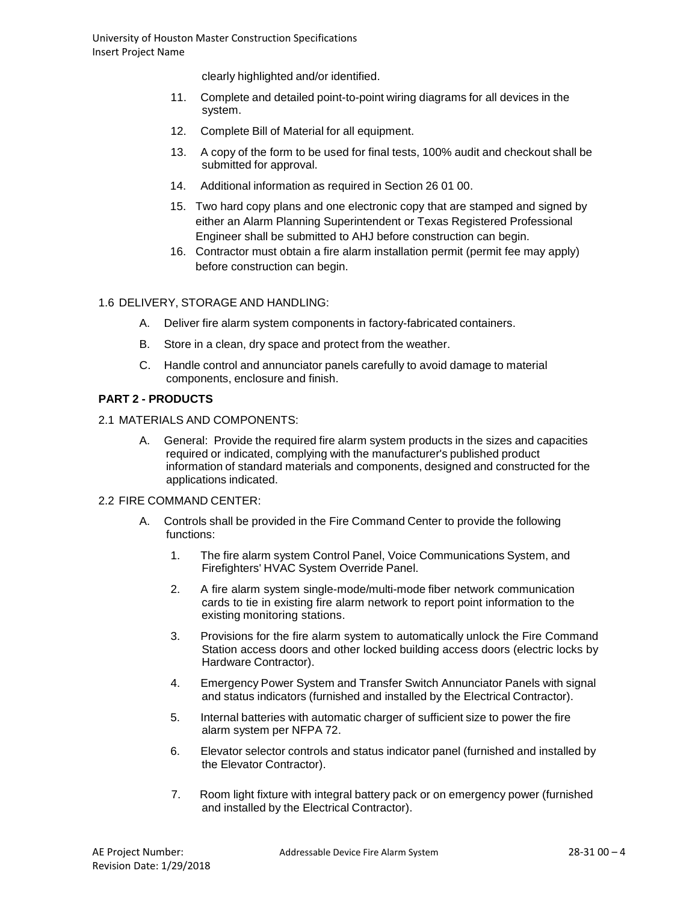clearly highlighted and/or identified.

11. Complete and detailed point-to-point wiring diagrams for all devices in the system.
12. Complete Bill of Material for all equipment.
13. A copy of the form to be used for final tests, 100% audit and checkout shall be submitted for approval.
14. Additional information as required in Section 26 01 00.
15. Two hard copy plans and one electronic copy that are stamped and signed by either an Alarm Planning Superintendent or Texas Registered Professional Engineer shall be submitted to AHJ before construction can begin.
16. Contractor must obtain a fire alarm installation permit (permit fee may apply) before construction can begin.

1.6 DELIVERY, STORAGE AND HANDLING:

A. Deliver fire alarm system components in factory-fabricated containers.

B. Store in a clean, dry space and protect from the weather.

C. Handle control and annunciator panels carefully to avoid damage to material components, enclosure and finish.

## PART 2 - PRODUCTS

2.1 MATERIALS AND COMPONENTS:

A. General: Provide the required fire alarm system products in the sizes and capacities required or indicated, complying with the manufacturer's published product information of standard materials and components, designed and constructed for the applications indicated.

2.2 FIRE COMMAND CENTER:

A. Controls shall be provided in the Fire Command Center to provide the following functions:

1. The fire alarm system Control Panel, Voice Communications System, and Firefighters' HVAC System Override Panel.
2. A fire alarm system single-mode/multi-mode fiber network communication cards to tie in existing fire alarm network to report point information to the existing monitoring stations.
3. Provisions for the fire alarm system to automatically unlock the Fire Command Station access doors and other locked building access doors (electric locks by Hardware Contractor).
4. Emergency Power System and Transfer Switch Annunciator Panels with signal and status indicators (furnished and installed by the Electrical Contractor).
5. Internal batteries with automatic charger of sufficient size to power the fire alarm system per NFPA 72.
6. Elevator selector controls and status indicator panel (furnished and installed by the Elevator Contractor).
7. Room light fixture with integral battery pack or on emergency power (furnished and installed by the Electrical Contractor).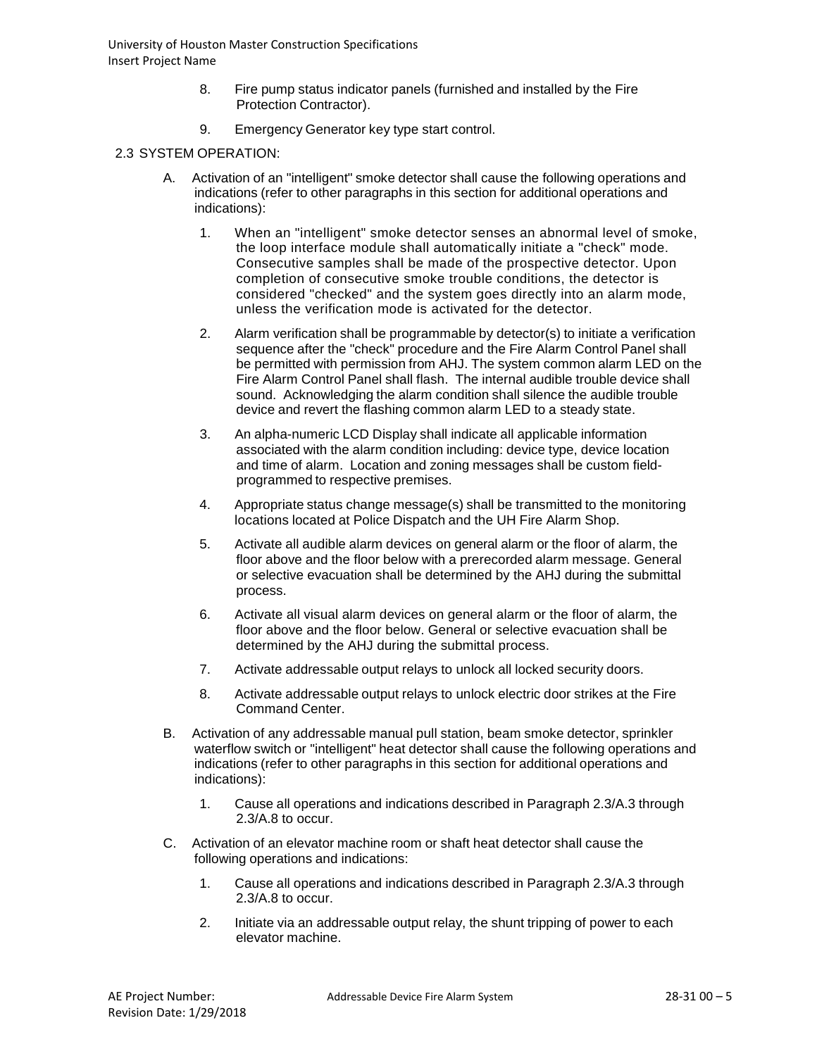8. Fire pump status indicator panels (furnished and installed by the Fire Protection Contractor).

9. Emergency Generator key type start control.

## 2.3 SYSTEM OPERATION:

A. Activation of an "intelligent" smoke detector shall cause the following operations and indications (refer to other paragraphs in this section for additional operations and indications):

   1. When an "intelligent" smoke detector senses an abnormal level of smoke, the loop interface module shall automatically initiate a "check" mode. Consecutive samples shall be made of the prospective detector. Upon completion of consecutive smoke trouble conditions, the detector is considered "checked" and the system goes directly into an alarm mode, unless the verification mode is activated for the detector.

   2. Alarm verification shall be programmable by detector(s) to initiate a verification sequence after the "check" procedure and the Fire Alarm Control Panel shall be permitted with permission from AHJ. The system common alarm LED on the Fire Alarm Control Panel shall flash. The internal audible trouble device shall sound. Acknowledging the alarm condition shall silence the audible trouble device and revert the flashing common alarm LED to a steady state.

   3. An alpha-numeric LCD Display shall indicate all applicable information associated with the alarm condition including: device type, device location and time of alarm. Location and zoning messages shall be custom field-programmed to respective premises.

   4. Appropriate status change message(s) shall be transmitted to the monitoring locations located at Police Dispatch and the UH Fire Alarm Shop.

   5. Activate all audible alarm devices on general alarm or the floor of alarm, the floor above and the floor below with a prerecorded alarm message. General or selective evacuation shall be determined by the AHJ during the submittal process.

   6. Activate all visual alarm devices on general alarm or the floor of alarm, the floor above and the floor below. General or selective evacuation shall be determined by the AHJ during the submittal process.

   7. Activate addressable output relays to unlock all locked security doors.

   8. Activate addressable output relays to unlock electric door strikes at the Fire Command Center.

B. Activation of any addressable manual pull station, beam smoke detector, sprinkler waterflow switch or "intelligent" heat detector shall cause the following operations and indications (refer to other paragraphs in this section for additional operations and indications):

   1. Cause all operations and indications described in Paragraph 2.3/A.3 through 2.3/A.8 to occur.

C. Activation of an elevator machine room or shaft heat detector shall cause the following operations and indications:

   1. Cause all operations and indications described in Paragraph 2.3/A.3 through 2.3/A.8 to occur.

   2. Initiate via an addressable output relay, the shunt tripping of power to each elevator machine.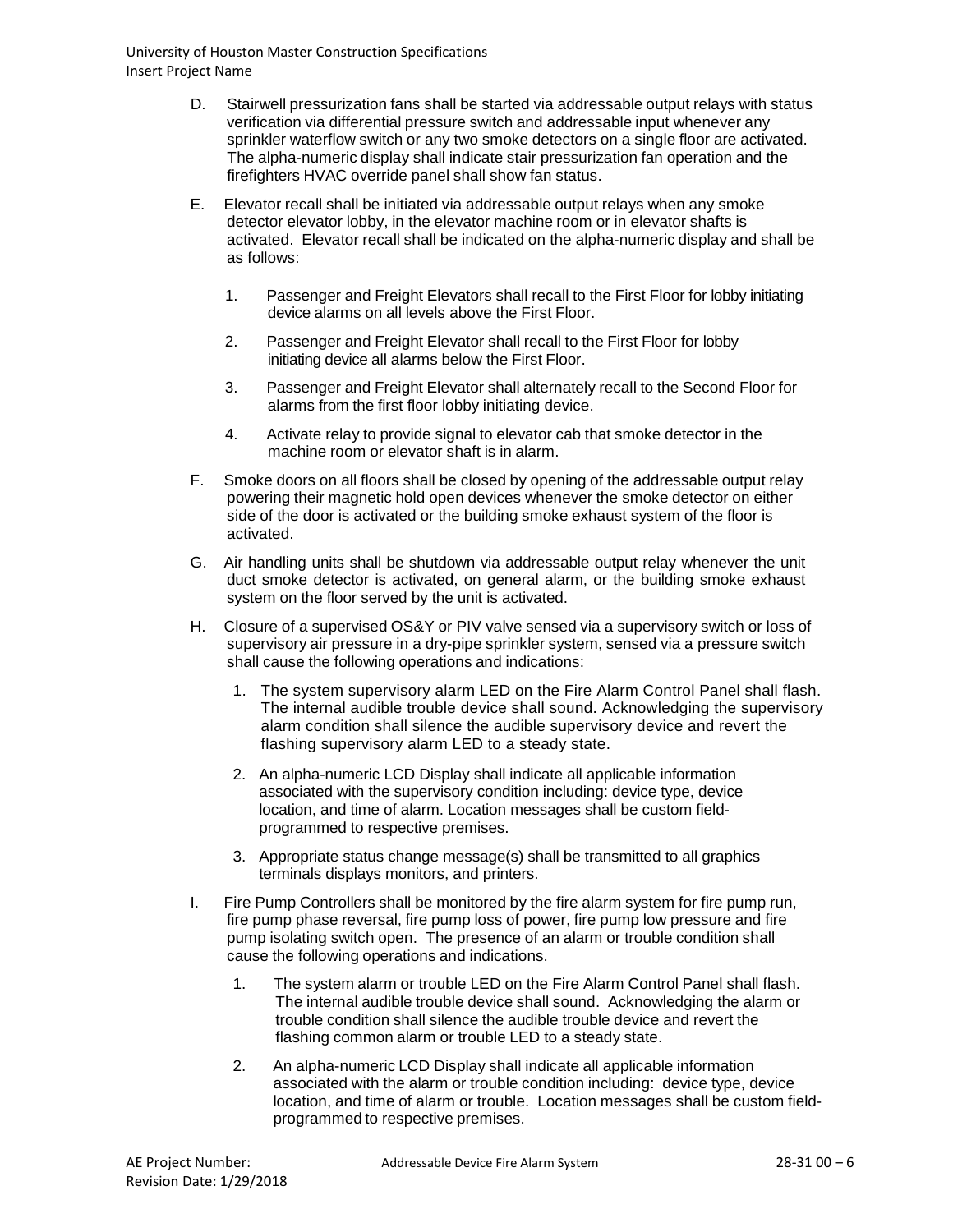D. Stairwell pressurization fans shall be started via addressable output relays with status verification via differential pressure switch and addressable input whenever any sprinkler waterflow switch or any two smoke detectors on a single floor are activated. The alpha-numeric display shall indicate stair pressurization fan operation and the firefighters HVAC override panel shall show fan status.

E. Elevator recall shall be initiated via addressable output relays when any smoke detector elevator lobby, in the elevator machine room or in elevator shafts is activated. Elevator recall shall be indicated on the alpha-numeric display and shall be as follows:

   1. Passenger and Freight Elevators shall recall to the First Floor for lobby initiating device alarms on all levels above the First Floor.

   2. Passenger and Freight Elevator shall recall to the First Floor for lobby initiating device all alarms below the First Floor.

   3. Passenger and Freight Elevator shall alternately recall to the Second Floor for alarms from the first floor lobby initiating device.

   4. Activate relay to provide signal to elevator cab that smoke detector in the machine room or elevator shaft is in alarm.

F. Smoke doors on all floors shall be closed by opening of the addressable output relay powering their magnetic hold open devices whenever the smoke detector on either side of the door is activated or the building smoke exhaust system of the floor is activated.

G. Air handling units shall be shutdown via addressable output relay whenever the unit duct smoke detector is activated, on general alarm, or the building smoke exhaust system on the floor served by the unit is activated.

H. Closure of a supervised OS&Y or PIV valve sensed via a supervisory switch or loss of supervisory air pressure in a dry-pipe sprinkler system, sensed via a pressure switch shall cause the following operations and indications:

   1. The system supervisory alarm LED on the Fire Alarm Control Panel shall flash. The internal audible trouble device shall sound. Acknowledging the supervisory alarm condition shall silence the audible supervisory device and revert the flashing supervisory alarm LED to a steady state.

   2. An alpha-numeric LCD Display shall indicate all applicable information associated with the supervisory condition including: device type, device location, and time of alarm. Location messages shall be custom field-programmed to respective premises.

   3. Appropriate status change message(s) shall be transmitted to all graphics terminals displays monitors, and printers.

I. Fire Pump Controllers shall be monitored by the fire alarm system for fire pump run, fire pump phase reversal, fire pump loss of power, fire pump low pressure and fire pump isolating switch open. The presence of an alarm or trouble condition shall cause the following operations and indications.

   1. The system alarm or trouble LED on the Fire Alarm Control Panel shall flash. The internal audible trouble device shall sound. Acknowledging the alarm or trouble condition shall silence the audible trouble device and revert the flashing common alarm or trouble LED to a steady state.

   2. An alpha-numeric LCD Display shall indicate all applicable information associated with the alarm or trouble condition including: device type, device location, and time of alarm or trouble. Location messages shall be custom field-programmed to respective premises.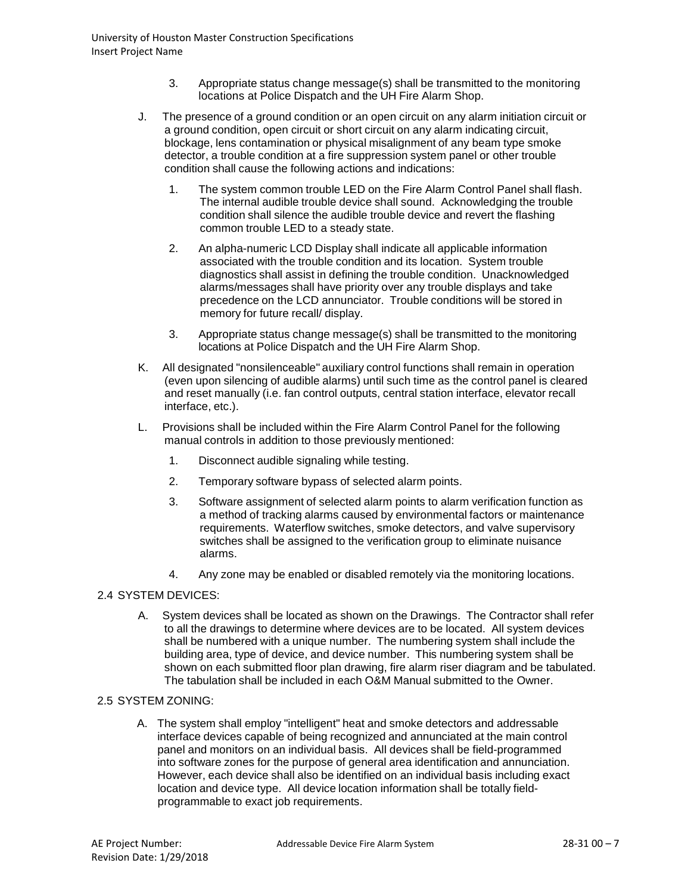3. Appropriate status change message(s) shall be transmitted to the monitoring locations at Police Dispatch and the UH Fire Alarm Shop.

J. The presence of a ground condition or an open circuit on any alarm initiation circuit or a ground condition, open circuit or short circuit on any alarm indicating circuit, blockage, lens contamination or physical misalignment of any beam type smoke detector, a trouble condition at a fire suppression system panel or other trouble condition shall cause the following actions and indications:

   1. The system common trouble LED on the Fire Alarm Control Panel shall flash. The internal audible trouble device shall sound. Acknowledging the trouble condition shall silence the audible trouble device and revert the flashing common trouble LED to a steady state.

   2. An alpha-numeric LCD Display shall indicate all applicable information associated with the trouble condition and its location. System trouble diagnostics shall assist in defining the trouble condition. Unacknowledged alarms/messages shall have priority over any trouble displays and take precedence on the LCD annunciator. Trouble conditions will be stored in memory for future recall/ display.

   3. Appropriate status change message(s) shall be transmitted to the monitoring locations at Police Dispatch and the UH Fire Alarm Shop.

K. All designated "nonsilenceable" auxiliary control functions shall remain in operation (even upon silencing of audible alarms) until such time as the control panel is cleared and reset manually (i.e. fan control outputs, central station interface, elevator recall interface, etc.).

L. Provisions shall be included within the Fire Alarm Control Panel for the following manual controls in addition to those previously mentioned:

   1. Disconnect audible signaling while testing.

   2. Temporary software bypass of selected alarm points.

   3. Software assignment of selected alarm points to alarm verification function as a method of tracking alarms caused by environmental factors or maintenance requirements. Waterflow switches, smoke detectors, and valve supervisory switches shall be assigned to the verification group to eliminate nuisance alarms.

   4. Any zone may be enabled or disabled remotely via the monitoring locations.

## 2.4 SYSTEM DEVICES:

A. System devices shall be located as shown on the Drawings. The Contractor shall refer to all the drawings to determine where devices are to be located. All system devices shall be numbered with a unique number. The numbering system shall include the building area, type of device, and device number. This numbering system shall be shown on each submitted floor plan drawing, fire alarm riser diagram and be tabulated. The tabulation shall be included in each O&M Manual submitted to the Owner.

## 2.5 SYSTEM ZONING:

A. The system shall employ "intelligent" heat and smoke detectors and addressable interface devices capable of being recognized and annunciated at the main control panel and monitors on an individual basis. All devices shall be field-programmed into software zones for the purpose of general area identification and annunciation. However, each device shall also be identified on an individual basis including exact location and device type. All device location information shall be totally field-programmable to exact job requirements.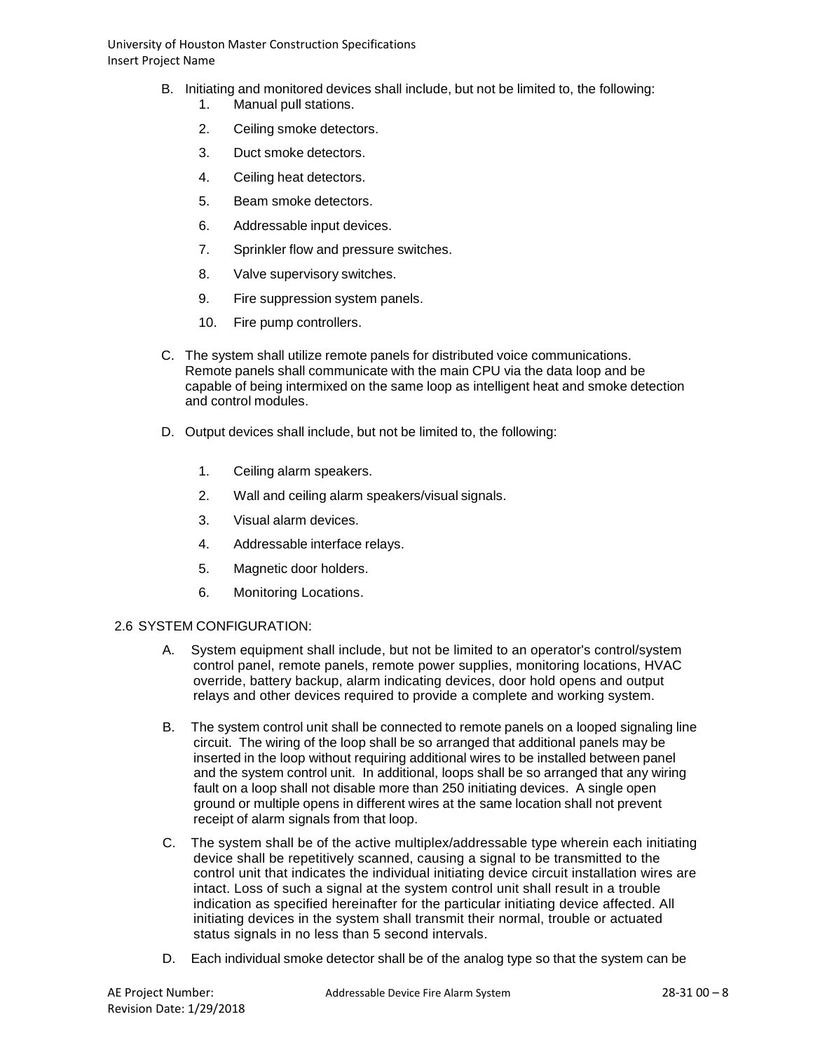B. Initiating and monitored devices shall include, but not be limited to, the following:

1. Manual pull stations.
2. Ceiling smoke detectors.
3. Duct smoke detectors.
4. Ceiling heat detectors.
5. Beam smoke detectors.
6. Addressable input devices.
7. Sprinkler flow and pressure switches.
8. Valve supervisory switches.
9. Fire suppression system panels.
10. Fire pump controllers.

C. The system shall utilize remote panels for distributed voice communications. Remote panels shall communicate with the main CPU via the data loop and be capable of being intermixed on the same loop as intelligent heat and smoke detection and control modules.

D. Output devices shall include, but not be limited to, the following:

1. Ceiling alarm speakers.
2. Wall and ceiling alarm speakers/visual signals.
3. Visual alarm devices.
4. Addressable interface relays.
5. Magnetic door holders.
6. Monitoring Locations.

## 2.6 SYSTEM CONFIGURATION:

A. System equipment shall include, but not be limited to an operator's control/system control panel, remote panels, remote power supplies, monitoring locations, HVAC override, battery backup, alarm indicating devices, door hold opens and output relays and other devices required to provide a complete and working system.

B. The system control unit shall be connected to remote panels on a looped signaling line circuit. The wiring of the loop shall be so arranged that additional panels may be inserted in the loop without requiring additional wires to be installed between panel and the system control unit. In additional, loops shall be so arranged that any wiring fault on a loop shall not disable more than 250 initiating devices. A single open ground or multiple opens in different wires at the same location shall not prevent receipt of alarm signals from that loop.

C. The system shall be of the active multiplex/addressable type wherein each initiating device shall be repetitively scanned, causing a signal to be transmitted to the control unit that indicates the individual initiating device circuit installation wires are intact. Loss of such a signal at the system control unit shall result in a trouble indication as specified hereinafter for the particular initiating device affected. All initiating devices in the system shall transmit their normal, trouble or actuated status signals in no less than 5 second intervals.

D. Each individual smoke detector shall be of the analog type so that the system can be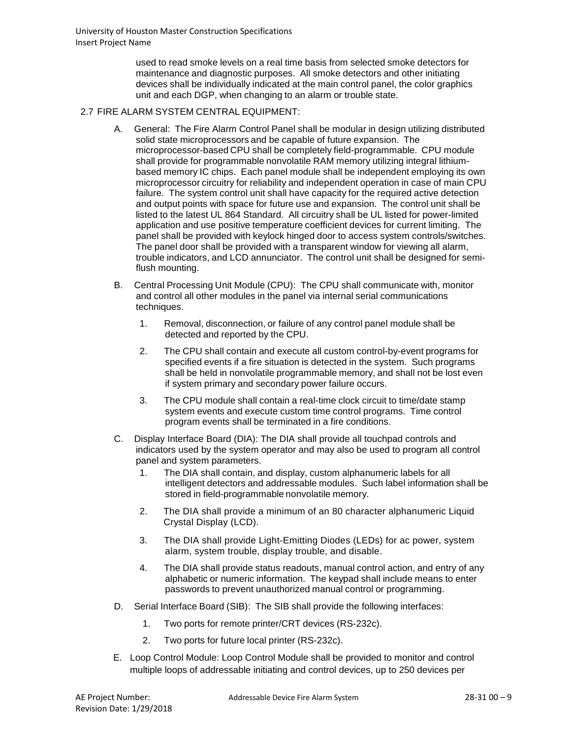used to read smoke levels on a real time basis from selected smoke detectors for maintenance and diagnostic purposes. All smoke detectors and other initiating devices shall be individually indicated at the main control panel, the color graphics unit and each DGP, when changing to an alarm or trouble state.

2.7 FIRE ALARM SYSTEM CENTRAL EQUIPMENT:

A. General: The Fire Alarm Control Panel shall be modular in design utilizing distributed solid state microprocessors and be capable of future expansion. The microprocessor-based CPU shall be completely field-programmable. CPU module shall provide for programmable nonvolatile RAM memory utilizing integral lithium-based memory IC chips. Each panel module shall be independent employing its own microprocessor circuitry for reliability and independent operation in case of main CPU failure. The system control unit shall have capacity for the required active detection and output points with space for future use and expansion. The control unit shall be listed to the latest UL 864 Standard. All circuitry shall be UL listed for power-limited application and use positive temperature coefficient devices for current limiting. The panel shall be provided with keylock hinged door to access system controls/switches. The panel door shall be provided with a transparent window for viewing all alarm, trouble indicators, and LCD annunciator. The control unit shall be designed for semi-flush mounting.

B. Central Processing Unit Module (CPU): The CPU shall communicate with, monitor and control all other modules in the panel via internal serial communications techniques.

1. Removal, disconnection, or failure of any control panel module shall be detected and reported by the CPU.

2. The CPU shall contain and execute all custom control-by-event programs for specified events if a fire situation is detected in the system. Such programs shall be held in nonvolatile programmable memory, and shall not be lost even if system primary and secondary power failure occurs.

3. The CPU module shall contain a real-time clock circuit to time/date stamp system events and execute custom time control programs. Time control program events shall be terminated in a fire conditions.

C. Display Interface Board (DIA): The DIA shall provide all touchpad controls and indicators used by the system operator and may also be used to program all control panel and system parameters.

1. The DIA shall contain, and display, custom alphanumeric labels for all intelligent detectors and addressable modules. Such label information shall be stored in field-programmable nonvolatile memory.

2. The DIA shall provide a minimum of an 80 character alphanumeric Liquid Crystal Display (LCD).

3. The DIA shall provide Light-Emitting Diodes (LEDs) for ac power, system alarm, system trouble, display trouble, and disable.

4. The DIA shall provide status readouts, manual control action, and entry of any alphabetic or numeric information. The keypad shall include means to enter passwords to prevent unauthorized manual control or programming.

D. Serial Interface Board (SIB): The SIB shall provide the following interfaces:

1. Two ports for remote printer/CRT devices (RS-232c).

2. Two ports for future local printer (RS-232c).

E. Loop Control Module: Loop Control Module shall be provided to monitor and control multiple loops of addressable initiating and control devices, up to 250 devices per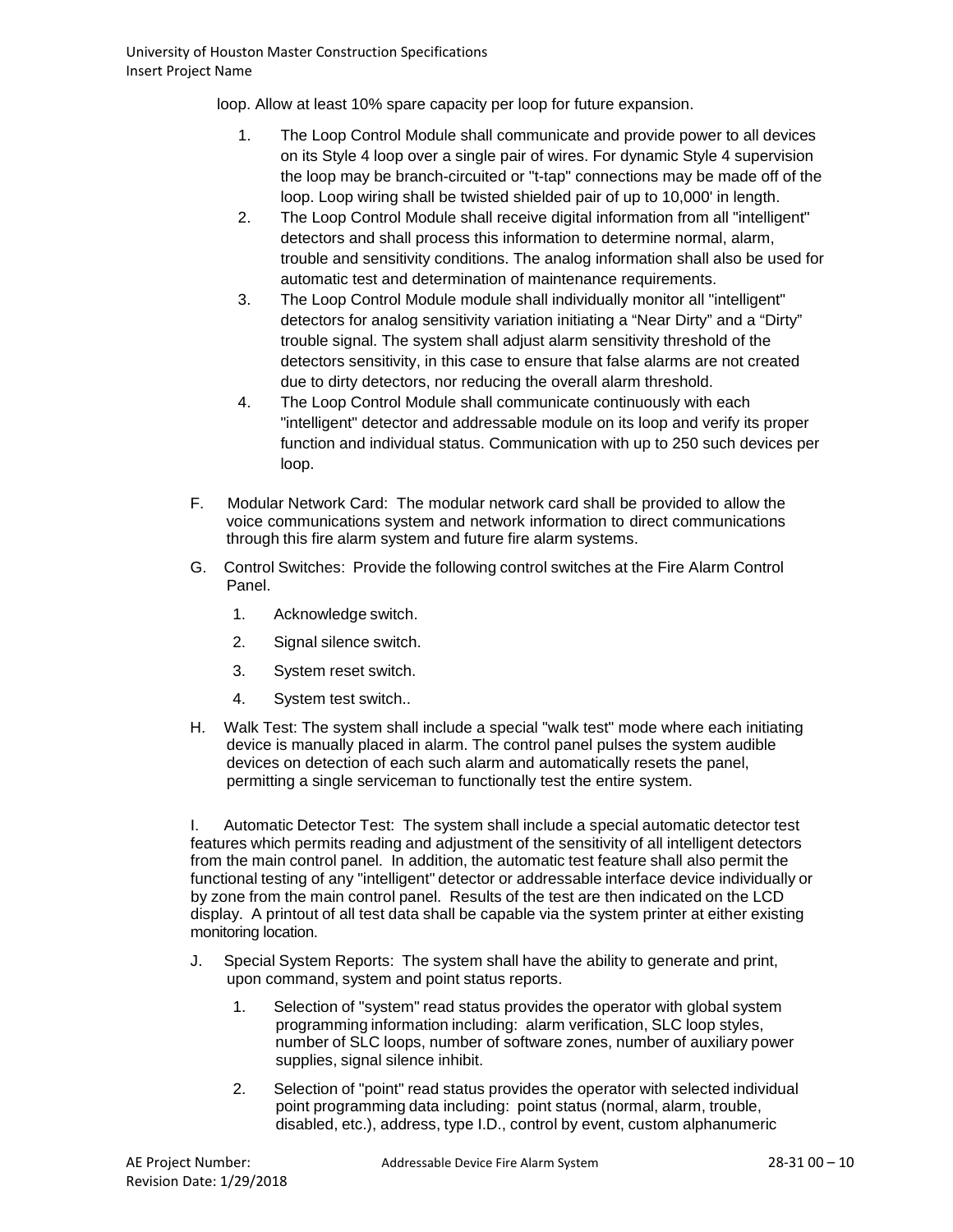loop. Allow at least 10% spare capacity per loop for future expansion.

1. The Loop Control Module shall communicate and provide power to all devices on its Style 4 loop over a single pair of wires. For dynamic Style 4 supervision the loop may be branch-circuited or "t-tap" connections may be made off of the loop. Loop wiring shall be twisted shielded pair of up to 10,000' in length.
2. The Loop Control Module shall receive digital information from all "intelligent" detectors and shall process this information to determine normal, alarm, trouble and sensitivity conditions. The analog information shall also be used for automatic test and determination of maintenance requirements.
3. The Loop Control Module module shall individually monitor all "intelligent" detectors for analog sensitivity variation initiating a "Near Dirty" and a "Dirty" trouble signal. The system shall adjust alarm sensitivity threshold of the detectors sensitivity, in this case to ensure that false alarms are not created due to dirty detectors, nor reducing the overall alarm threshold.
4. The Loop Control Module shall communicate continuously with each "intelligent" detector and addressable module on its loop and verify its proper function and individual status. Communication with up to 250 such devices per loop.

F. Modular Network Card: The modular network card shall be provided to allow the voice communications system and network information to direct communications through this fire alarm system and future fire alarm systems.

G. Control Switches: Provide the following control switches at the Fire Alarm Control Panel.

1. Acknowledge switch.
2. Signal silence switch.
3. System reset switch.
4. System test switch..

H. Walk Test: The system shall include a special "walk test" mode where each initiating device is manually placed in alarm. The control panel pulses the system audible devices on detection of each such alarm and automatically resets the panel, permitting a single serviceman to functionally test the entire system.

I. Automatic Detector Test: The system shall include a special automatic detector test features which permits reading and adjustment of the sensitivity of all intelligent detectors from the main control panel. In addition, the automatic test feature shall also permit the functional testing of any "intelligent" detector or addressable interface device individually or by zone from the main control panel. Results of the test are then indicated on the LCD display. A printout of all test data shall be capable via the system printer at either existing monitoring location.

J. Special System Reports: The system shall have the ability to generate and print, upon command, system and point status reports.

1. Selection of "system" read status provides the operator with global system programming information including: alarm verification, SLC loop styles, number of SLC loops, number of software zones, number of auxiliary power supplies, signal silence inhibit.
2. Selection of "point" read status provides the operator with selected individual point programming data including: point status (normal, alarm, trouble, disabled, etc.), address, type I.D., control by event, custom alphanumeric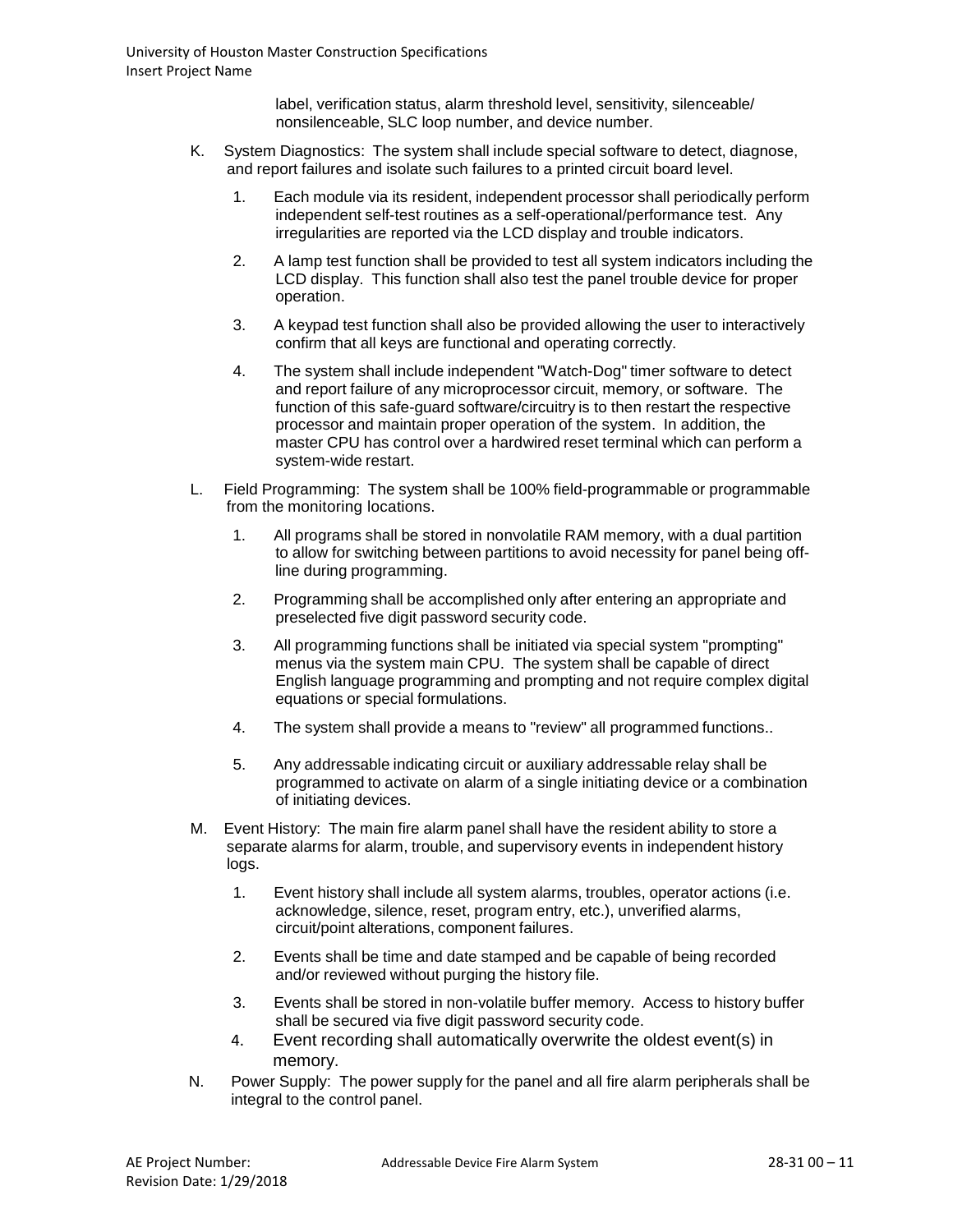label, verification status, alarm threshold level, sensitivity, silenceable/ nonsilenceable, SLC loop number, and device number.

K. System Diagnostics: The system shall include special software to detect, diagnose, and report failures and isolate such failures to a printed circuit board level.

1. Each module via its resident, independent processor shall periodically perform independent self-test routines as a self-operational/performance test. Any irregularities are reported via the LCD display and trouble indicators.

2. A lamp test function shall be provided to test all system indicators including the LCD display. This function shall also test the panel trouble device for proper operation.

3. A keypad test function shall also be provided allowing the user to interactively confirm that all keys are functional and operating correctly.

4. The system shall include independent "Watch-Dog" timer software to detect and report failure of any microprocessor circuit, memory, or software. The function of this safe-guard software/circuitry is to then restart the respective processor and maintain proper operation of the system. In addition, the master CPU has control over a hardwired reset terminal which can perform a system-wide restart.

L. Field Programming: The system shall be 100% field-programmable or programmable from the monitoring locations.

1. All programs shall be stored in nonvolatile RAM memory, with a dual partition to allow for switching between partitions to avoid necessity for panel being off-line during programming.

2. Programming shall be accomplished only after entering an appropriate and preselected five digit password security code.

3. All programming functions shall be initiated via special system "prompting" menus via the system main CPU. The system shall be capable of direct English language programming and prompting and not require complex digital equations or special formulations.

4. The system shall provide a means to "review" all programmed functions..

5. Any addressable indicating circuit or auxiliary addressable relay shall be programmed to activate on alarm of a single initiating device or a combination of initiating devices.

M. Event History: The main fire alarm panel shall have the resident ability to store a separate alarms for alarm, trouble, and supervisory events in independent history logs.

1. Event history shall include all system alarms, troubles, operator actions (i.e. acknowledge, silence, reset, program entry, etc.), unverified alarms, circuit/point alterations, component failures.

2. Events shall be time and date stamped and be capable of being recorded and/or reviewed without purging the history file.

3. Events shall be stored in non-volatile buffer memory. Access to history buffer shall be secured via five digit password security code.

4. Event recording shall automatically overwrite the oldest event(s) in memory.

N. Power Supply: The power supply for the panel and all fire alarm peripherals shall be integral to the control panel.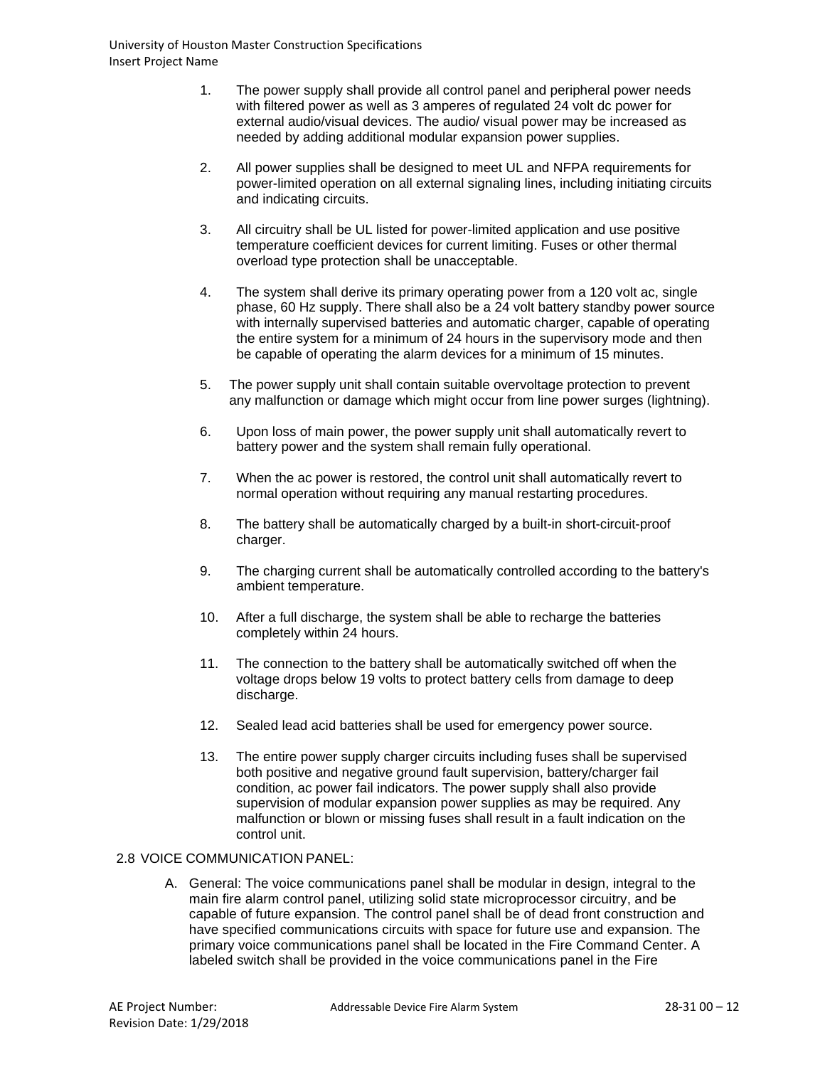1. The power supply shall provide all control panel and peripheral power needs with filtered power as well as 3 amperes of regulated 24 volt dc power for external audio/visual devices. The audio/ visual power may be increased as needed by adding additional modular expansion power supplies.

2. All power supplies shall be designed to meet UL and NFPA requirements for power-limited operation on all external signaling lines, including initiating circuits and indicating circuits.

3. All circuitry shall be UL listed for power-limited application and use positive temperature coefficient devices for current limiting. Fuses or other thermal overload type protection shall be unacceptable.

4. The system shall derive its primary operating power from a 120 volt ac, single phase, 60 Hz supply. There shall also be a 24 volt battery standby power source with internally supervised batteries and automatic charger, capable of operating the entire system for a minimum of 24 hours in the supervisory mode and then be capable of operating the alarm devices for a minimum of 15 minutes.

5. The power supply unit shall contain suitable overvoltage protection to prevent any malfunction or damage which might occur from line power surges (lightning).

6. Upon loss of main power, the power supply unit shall automatically revert to battery power and the system shall remain fully operational.

7. When the ac power is restored, the control unit shall automatically revert to normal operation without requiring any manual restarting procedures.

8. The battery shall be automatically charged by a built-in short-circuit-proof charger.

9. The charging current shall be automatically controlled according to the battery's ambient temperature.

10. After a full discharge, the system shall be able to recharge the batteries completely within 24 hours.

11. The connection to the battery shall be automatically switched off when the voltage drops below 19 volts to protect battery cells from damage to deep discharge.

12. Sealed lead acid batteries shall be used for emergency power source.

13. The entire power supply charger circuits including fuses shall be supervised both positive and negative ground fault supervision, battery/charger fail condition, ac power fail indicators. The power supply shall also provide supervision of modular expansion power supplies as may be required. Any malfunction or blown or missing fuses shall result in a fault indication on the control unit.

## 2.8 VOICE COMMUNICATION PANEL:

A. General: The voice communications panel shall be modular in design, integral to the main fire alarm control panel, utilizing solid state microprocessor circuitry, and be capable of future expansion. The control panel shall be of dead front construction and have specified communications circuits with space for future use and expansion. The primary voice communications panel shall be located in the Fire Command Center. A labeled switch shall be provided in the voice communications panel in the Fire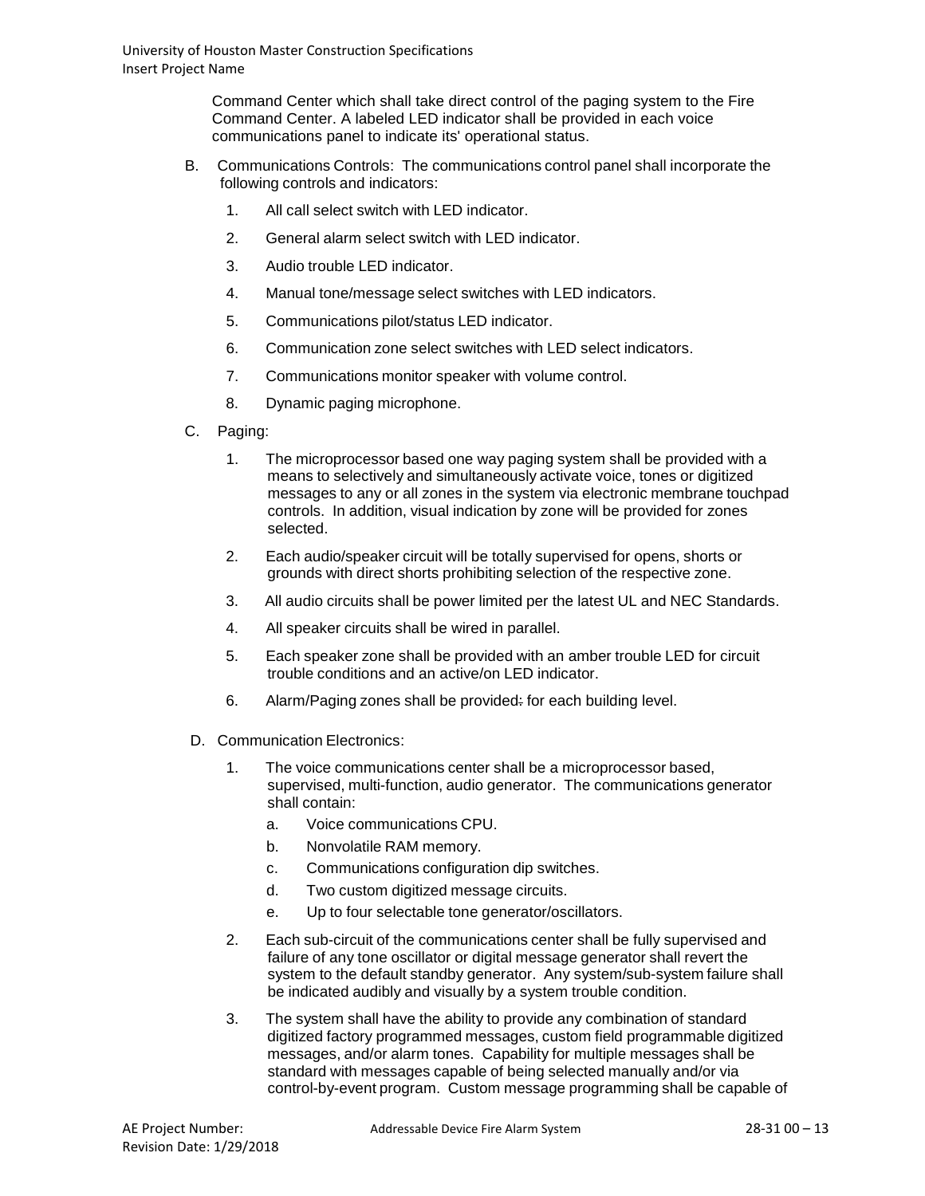Command Center which shall take direct control of the paging system to the Fire Command Center. A labeled LED indicator shall be provided in each voice communications panel to indicate its' operational status.

B. Communications Controls: The communications control panel shall incorporate the following controls and indicators:

1. All call select switch with LED indicator.
2. General alarm select switch with LED indicator.
3. Audio trouble LED indicator.
4. Manual tone/message select switches with LED indicators.
5. Communications pilot/status LED indicator.
6. Communication zone select switches with LED select indicators.
7. Communications monitor speaker with volume control.
8. Dynamic paging microphone.

C. Paging:

1. The microprocessor based one way paging system shall be provided with a means to selectively and simultaneously activate voice, tones or digitized messages to any or all zones in the system via electronic membrane touchpad controls. In addition, visual indication by zone will be provided for zones selected.
2. Each audio/speaker circuit will be totally supervised for opens, shorts or grounds with direct shorts prohibiting selection of the respective zone.
3. All audio circuits shall be power limited per the latest UL and NEC Standards.
4. All speaker circuits shall be wired in parallel.
5. Each speaker zone shall be provided with an amber trouble LED for circuit trouble conditions and an active/on LED indicator.
6. Alarm/Paging zones shall be provided: for each building level.

D. Communication Electronics:

1. The voice communications center shall be a microprocessor based, supervised, multi-function, audio generator. The communications generator shall contain:
   a. Voice communications CPU.
   b. Nonvolatile RAM memory.
   c. Communications configuration dip switches.
   d. Two custom digitized message circuits.
   e. Up to four selectable tone generator/oscillators.
2. Each sub-circuit of the communications center shall be fully supervised and failure of any tone oscillator or digital message generator shall revert the system to the default standby generator. Any system/sub-system failure shall be indicated audibly and visually by a system trouble condition.
3. The system shall have the ability to provide any combination of standard digitized factory programmed messages, custom field programmable digitized messages, and/or alarm tones. Capability for multiple messages shall be standard with messages capable of being selected manually and/or via control-by-event program. Custom message programming shall be capable of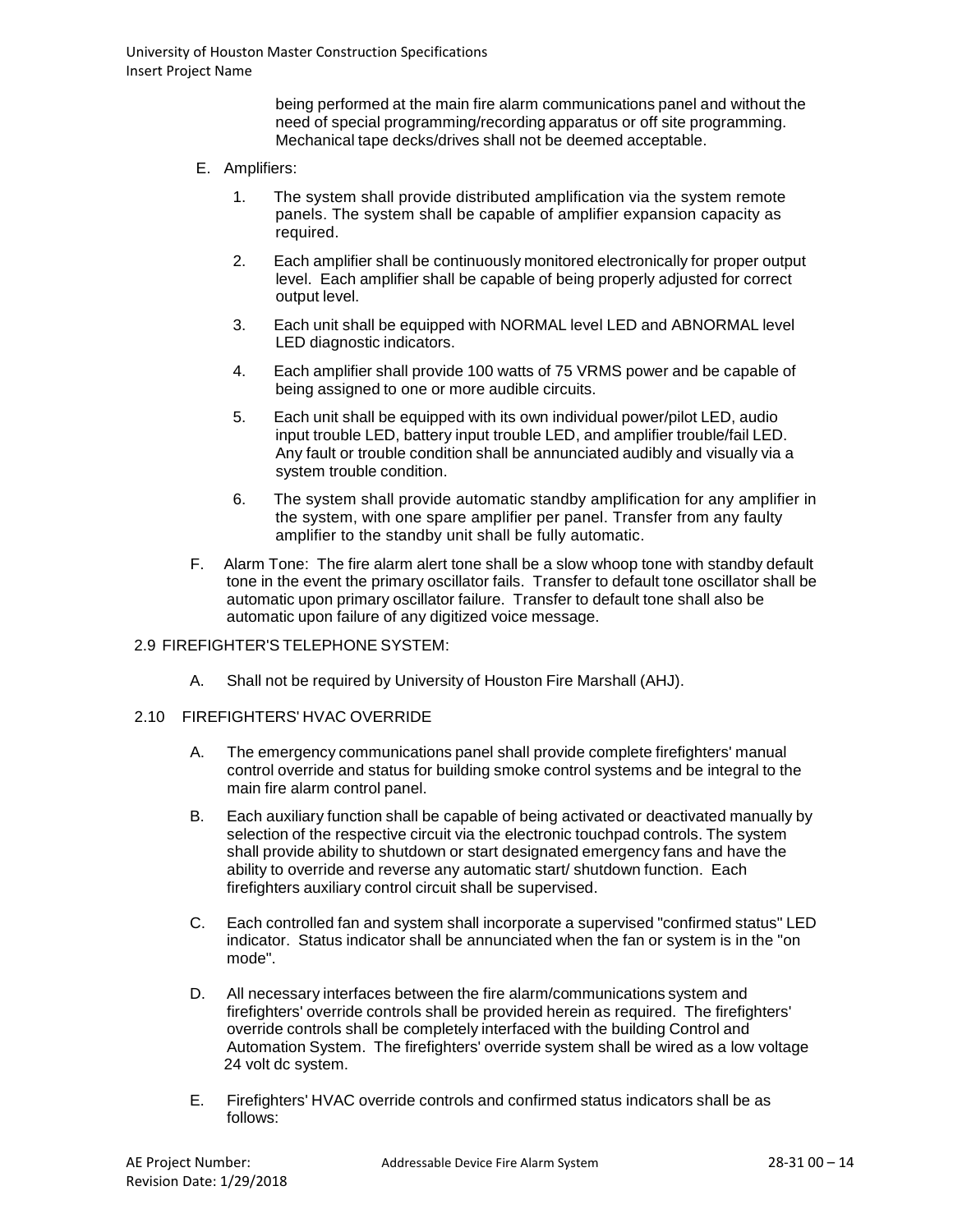being performed at the main fire alarm communications panel and without the need of special programming/recording apparatus or off site programming. Mechanical tape decks/drives shall not be deemed acceptable.

E. Amplifiers:

1. The system shall provide distributed amplification via the system remote panels. The system shall be capable of amplifier expansion capacity as required.

2. Each amplifier shall be continuously monitored electronically for proper output level. Each amplifier shall be capable of being properly adjusted for correct output level.

3. Each unit shall be equipped with NORMAL level LED and ABNORMAL level LED diagnostic indicators.

4. Each amplifier shall provide 100 watts of 75 VRMS power and be capable of being assigned to one or more audible circuits.

5. Each unit shall be equipped with its own individual power/pilot LED, audio input trouble LED, battery input trouble LED, and amplifier trouble/fail LED. Any fault or trouble condition shall be annunciated audibly and visually via a system trouble condition.

6. The system shall provide automatic standby amplification for any amplifier in the system, with one spare amplifier per panel. Transfer from any faulty amplifier to the standby unit shall be fully automatic.

F. Alarm Tone: The fire alarm alert tone shall be a slow whoop tone with standby default tone in the event the primary oscillator fails. Transfer to default tone oscillator shall be automatic upon primary oscillator failure. Transfer to default tone shall also be automatic upon failure of any digitized voice message.

## 2.9 FIREFIGHTER'S TELEPHONE SYSTEM:

A. Shall not be required by University of Houston Fire Marshall (AHJ).

## 2.10 FIREFIGHTERS' HVAC OVERRIDE

A. The emergency communications panel shall provide complete firefighters' manual control override and status for building smoke control systems and be integral to the main fire alarm control panel.

B. Each auxiliary function shall be capable of being activated or deactivated manually by selection of the respective circuit via the electronic touchpad controls. The system shall provide ability to shutdown or start designated emergency fans and have the ability to override and reverse any automatic start/ shutdown function. Each firefighters auxiliary control circuit shall be supervised.

C. Each controlled fan and system shall incorporate a supervised "confirmed status" LED indicator. Status indicator shall be annunciated when the fan or system is in the "on mode".

D. All necessary interfaces between the fire alarm/communications system and firefighters' override controls shall be provided herein as required. The firefighters' override controls shall be completely interfaced with the building Control and Automation System. The firefighters' override system shall be wired as a low voltage 24 volt dc system.

E. Firefighters' HVAC override controls and confirmed status indicators shall be as follows: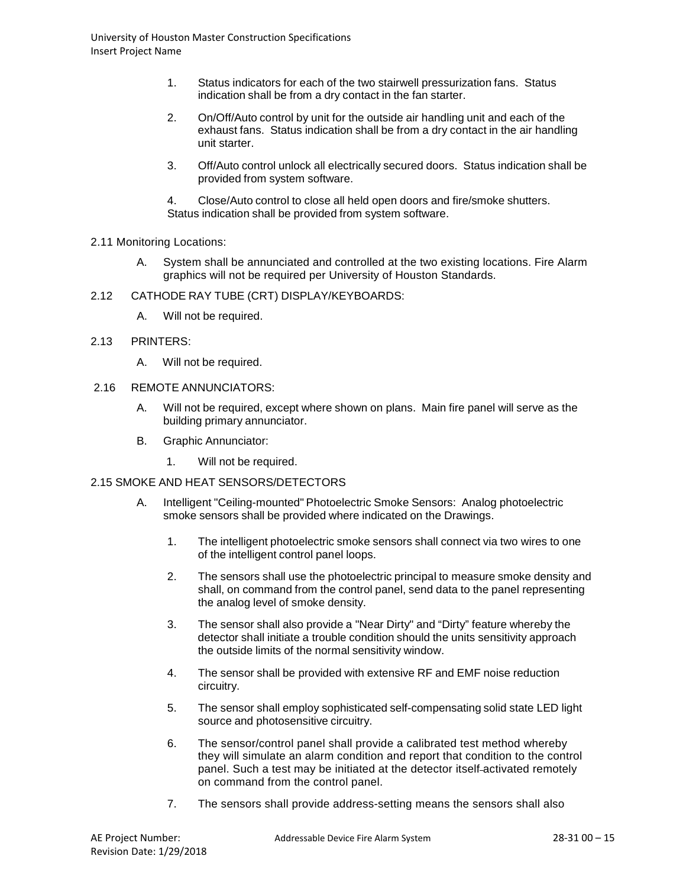1. Status indicators for each of the two stairwell pressurization fans. Status indication shall be from a dry contact in the fan starter.

2. On/Off/Auto control by unit for the outside air handling unit and each of the exhaust fans. Status indication shall be from a dry contact in the air handling unit starter.

3. Off/Auto control unlock all electrically secured doors. Status indication shall be provided from system software.

4. Close/Auto control to close all held open doors and fire/smoke shutters. Status indication shall be provided from system software.

2.11 Monitoring Locations:

A. System shall be annunciated and controlled at the two existing locations. Fire Alarm graphics will not be required per University of Houston Standards.

2.12 CATHODE RAY TUBE (CRT) DISPLAY/KEYBOARDS:

A. Will not be required.

2.13 PRINTERS:

A. Will not be required.

2.16 REMOTE ANNUNCIATORS:

A. Will not be required, except where shown on plans. Main fire panel will serve as the building primary annunciator.

B. Graphic Annunciator:

1. Will not be required.

2.15 SMOKE AND HEAT SENSORS/DETECTORS

A. Intelligent "Ceiling-mounted" Photoelectric Smoke Sensors: Analog photoelectric smoke sensors shall be provided where indicated on the Drawings.

1. The intelligent photoelectric smoke sensors shall connect via two wires to one of the intelligent control panel loops.

2. The sensors shall use the photoelectric principal to measure smoke density and shall, on command from the control panel, send data to the panel representing the analog level of smoke density.

3. The sensor shall also provide a "Near Dirty" and "Dirty" feature whereby the detector shall initiate a trouble condition should the units sensitivity approach the outside limits of the normal sensitivity window.

4. The sensor shall be provided with extensive RF and EMF noise reduction circuitry.

5. The sensor shall employ sophisticated self-compensating solid state LED light source and photosensitive circuitry.

6. The sensor/control panel shall provide a calibrated test method whereby they will simulate an alarm condition and report that condition to the control panel. Such a test may be initiated at the detector itself activated remotely on command from the control panel.

7. The sensors shall provide address-setting means the sensors shall also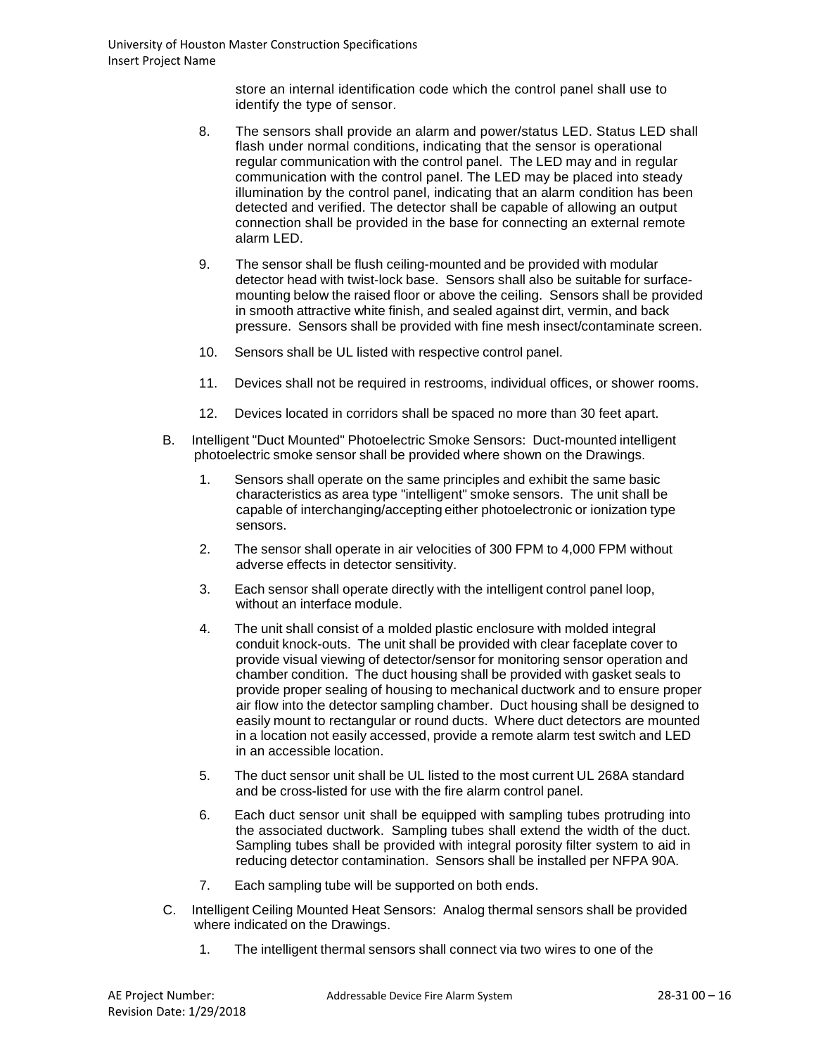store an internal identification code which the control panel shall use to identify the type of sensor.

8. The sensors shall provide an alarm and power/status LED. Status LED shall flash under normal conditions, indicating that the sensor is operational regular communication with the control panel. The LED may and in regular communication with the control panel. The LED may be placed into steady illumination by the control panel, indicating that an alarm condition has been detected and verified. The detector shall be capable of allowing an output connection shall be provided in the base for connecting an external remote alarm LED.

9. The sensor shall be flush ceiling-mounted and be provided with modular detector head with twist-lock base. Sensors shall also be suitable for surface-mounting below the raised floor or above the ceiling. Sensors shall be provided in smooth attractive white finish, and sealed against dirt, vermin, and back pressure. Sensors shall be provided with fine mesh insect/contaminate screen.

10. Sensors shall be UL listed with respective control panel.

11. Devices shall not be required in restrooms, individual offices, or shower rooms.

12. Devices located in corridors shall be spaced no more than 30 feet apart.

B. Intelligent "Duct Mounted" Photoelectric Smoke Sensors: Duct-mounted intelligent photoelectric smoke sensor shall be provided where shown on the Drawings.

1. Sensors shall operate on the same principles and exhibit the same basic characteristics as area type "intelligent" smoke sensors. The unit shall be capable of interchanging/accepting either photoelectronic or ionization type sensors.

2. The sensor shall operate in air velocities of 300 FPM to 4,000 FPM without adverse effects in detector sensitivity.

3. Each sensor shall operate directly with the intelligent control panel loop, without an interface module.

4. The unit shall consist of a molded plastic enclosure with molded integral conduit knock-outs. The unit shall be provided with clear faceplate cover to provide visual viewing of detector/sensor for monitoring sensor operation and chamber condition. The duct housing shall be provided with gasket seals to provide proper sealing of housing to mechanical ductwork and to ensure proper air flow into the detector sampling chamber. Duct housing shall be designed to easily mount to rectangular or round ducts. Where duct detectors are mounted in a location not easily accessed, provide a remote alarm test switch and LED in an accessible location.

5. The duct sensor unit shall be UL listed to the most current UL 268A standard and be cross-listed for use with the fire alarm control panel.

6. Each duct sensor unit shall be equipped with sampling tubes protruding into the associated ductwork. Sampling tubes shall extend the width of the duct. Sampling tubes shall be provided with integral porosity filter system to aid in reducing detector contamination. Sensors shall be installed per NFPA 90A.

7. Each sampling tube will be supported on both ends.

C. Intelligent Ceiling Mounted Heat Sensors: Analog thermal sensors shall be provided where indicated on the Drawings.

1. The intelligent thermal sensors shall connect via two wires to one of the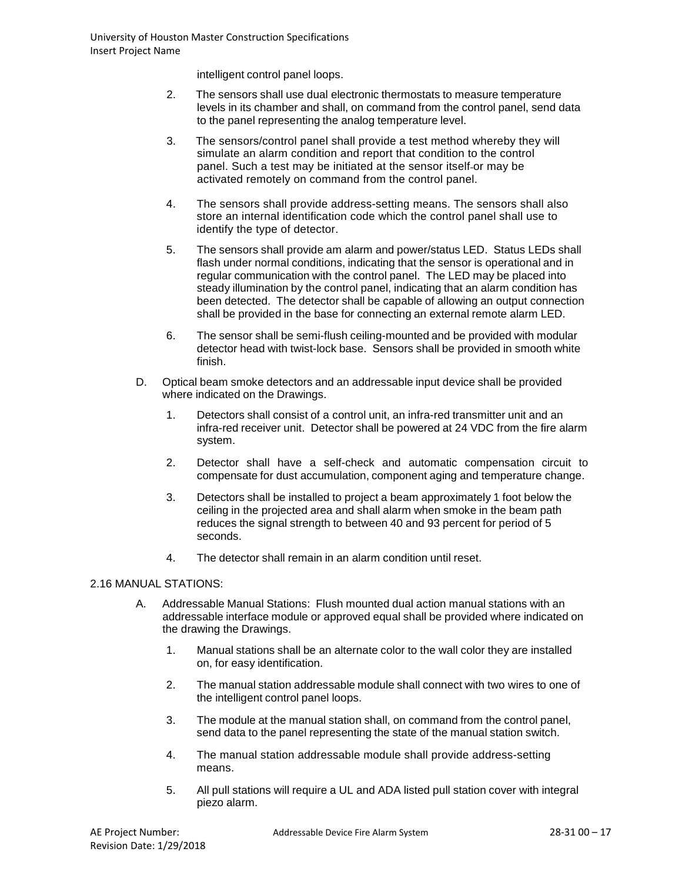intelligent control panel loops.

2. The sensors shall use dual electronic thermostats to measure temperature levels in its chamber and shall, on command from the control panel, send data to the panel representing the analog temperature level.

3. The sensors/control panel shall provide a test method whereby they will simulate an alarm condition and report that condition to the control panel. Such a test may be initiated at the sensor itself or may be activated remotely on command from the control panel.

4. The sensors shall provide address-setting means. The sensors shall also store an internal identification code which the control panel shall use to identify the type of detector.

5. The sensors shall provide am alarm and power/status LED. Status LEDs shall flash under normal conditions, indicating that the sensor is operational and in regular communication with the control panel. The LED may be placed into steady illumination by the control panel, indicating that an alarm condition has been detected. The detector shall be capable of allowing an output connection shall be provided in the base for connecting an external remote alarm LED.

6. The sensor shall be semi-flush ceiling-mounted and be provided with modular detector head with twist-lock base. Sensors shall be provided in smooth white finish.

D. Optical beam smoke detectors and an addressable input device shall be provided where indicated on the Drawings.

1. Detectors shall consist of a control unit, an infra-red transmitter unit and an infra-red receiver unit. Detector shall be powered at 24 VDC from the fire alarm system.

2. Detector shall have a self-check and automatic compensation circuit to compensate for dust accumulation, component aging and temperature change.

3. Detectors shall be installed to project a beam approximately 1 foot below the ceiling in the projected area and shall alarm when smoke in the beam path reduces the signal strength to between 40 and 93 percent for period of 5 seconds.

4. The detector shall remain in an alarm condition until reset.

2.16 MANUAL STATIONS:

A. Addressable Manual Stations: Flush mounted dual action manual stations with an addressable interface module or approved equal shall be provided where indicated on the drawing the Drawings.

1. Manual stations shall be an alternate color to the wall color they are installed on, for easy identification.

2. The manual station addressable module shall connect with two wires to one of the intelligent control panel loops.

3. The module at the manual station shall, on command from the control panel, send data to the panel representing the state of the manual station switch.

4. The manual station addressable module shall provide address-setting means.

5. All pull stations will require a UL and ADA listed pull station cover with integral piezo alarm.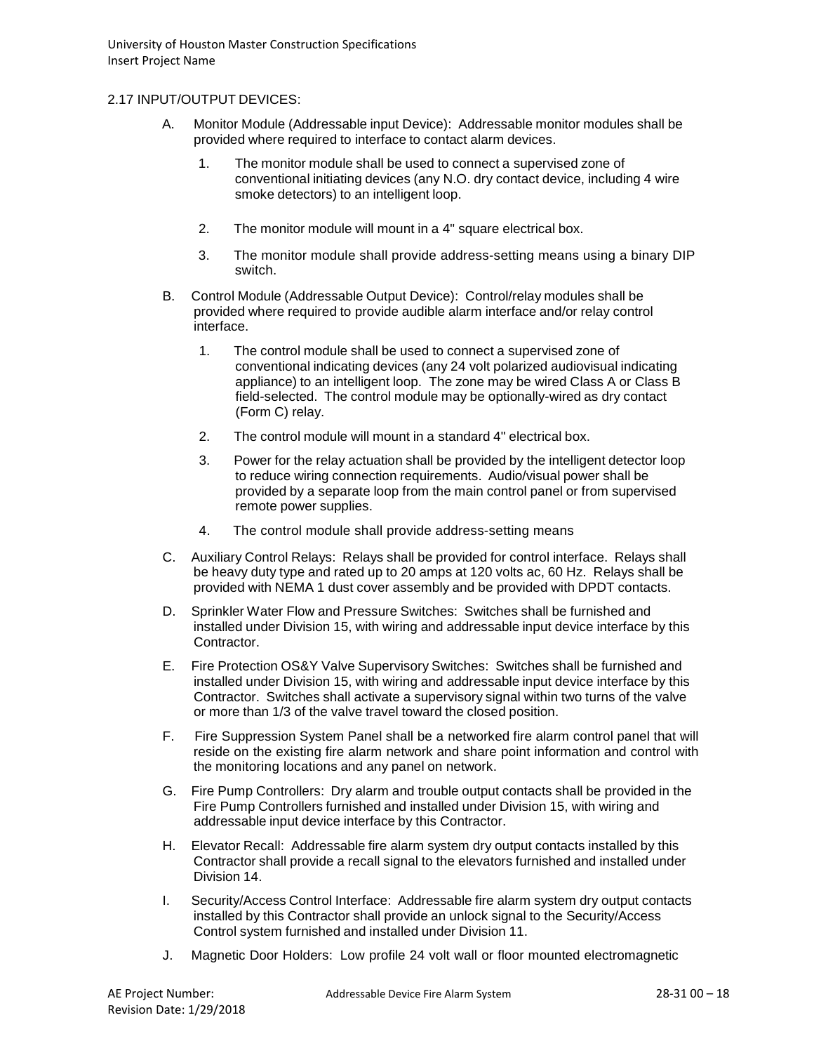2.17 INPUT/OUTPUT DEVICES:

A. Monitor Module (Addressable input Device): Addressable monitor modules shall be provided where required to interface to contact alarm devices.

   1. The monitor module shall be used to connect a supervised zone of conventional initiating devices (any N.O. dry contact device, including 4 wire smoke detectors) to an intelligent loop.

   2. The monitor module will mount in a 4" square electrical box.

   3. The monitor module shall provide address-setting means using a binary DIP switch.

B. Control Module (Addressable Output Device): Control/relay modules shall be provided where required to provide audible alarm interface and/or relay control interface.

   1. The control module shall be used to connect a supervised zone of conventional indicating devices (any 24 volt polarized audiovisual indicating appliance) to an intelligent loop. The zone may be wired Class A or Class B field-selected. The control module may be optionally-wired as dry contact (Form C) relay.

   2. The control module will mount in a standard 4" electrical box.

   3. Power for the relay actuation shall be provided by the intelligent detector loop to reduce wiring connection requirements. Audio/visual power shall be provided by a separate loop from the main control panel or from supervised remote power supplies.

   4. The control module shall provide address-setting means

C. Auxiliary Control Relays: Relays shall be provided for control interface. Relays shall be heavy duty type and rated up to 20 amps at 120 volts ac, 60 Hz. Relays shall be provided with NEMA 1 dust cover assembly and be provided with DPDT contacts.

D. Sprinkler Water Flow and Pressure Switches: Switches shall be furnished and installed under Division 15, with wiring and addressable input device interface by this Contractor.

E. Fire Protection OS&Y Valve Supervisory Switches: Switches shall be furnished and installed under Division 15, with wiring and addressable input device interface by this Contractor. Switches shall activate a supervisory signal within two turns of the valve or more than 1/3 of the valve travel toward the closed position.

F. Fire Suppression System Panel shall be a networked fire alarm control panel that will reside on the existing fire alarm network and share point information and control with the monitoring locations and any panel on network.

G. Fire Pump Controllers: Dry alarm and trouble output contacts shall be provided in the Fire Pump Controllers furnished and installed under Division 15, with wiring and addressable input device interface by this Contractor.

H. Elevator Recall: Addressable fire alarm system dry output contacts installed by this Contractor shall provide a recall signal to the elevators furnished and installed under Division 14.

I. Security/Access Control Interface: Addressable fire alarm system dry output contacts installed by this Contractor shall provide an unlock signal to the Security/Access Control system furnished and installed under Division 11.

J. Magnetic Door Holders: Low profile 24 volt wall or floor mounted electromagnetic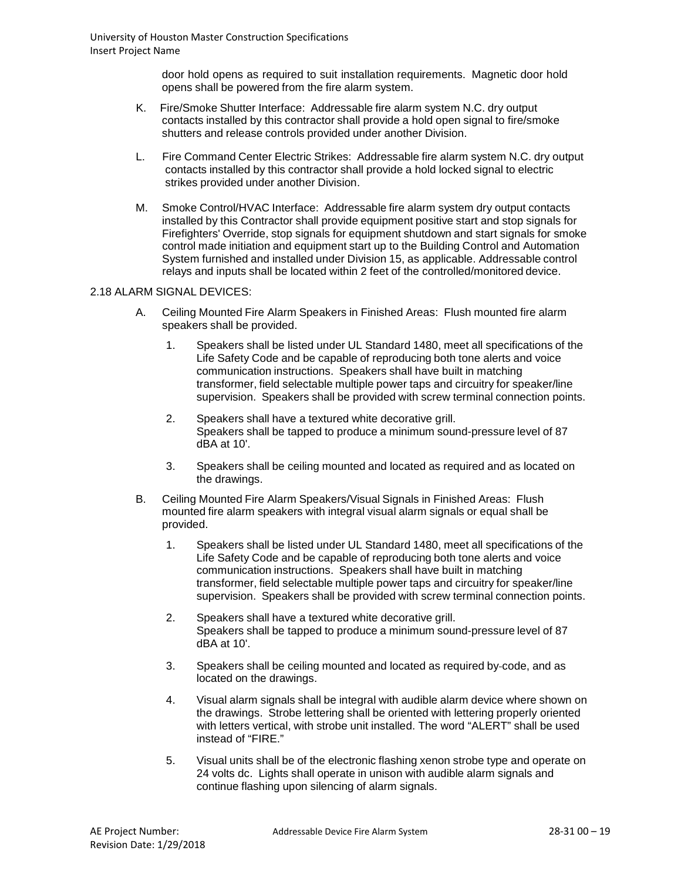door hold opens as required to suit installation requirements. Magnetic door hold opens shall be powered from the fire alarm system.

K. Fire/Smoke Shutter Interface: Addressable fire alarm system N.C. dry output contacts installed by this contractor shall provide a hold open signal to fire/smoke shutters and release controls provided under another Division.

L. Fire Command Center Electric Strikes: Addressable fire alarm system N.C. dry output contacts installed by this contractor shall provide a hold locked signal to electric strikes provided under another Division.

M. Smoke Control/HVAC Interface: Addressable fire alarm system dry output contacts installed by this Contractor shall provide equipment positive start and stop signals for Firefighters' Override, stop signals for equipment shutdown and start signals for smoke control made initiation and equipment start up to the Building Control and Automation System furnished and installed under Division 15, as applicable. Addressable control relays and inputs shall be located within 2 feet of the controlled/monitored device.

2.18 ALARM SIGNAL DEVICES:

A. Ceiling Mounted Fire Alarm Speakers in Finished Areas: Flush mounted fire alarm speakers shall be provided.

1. Speakers shall be listed under UL Standard 1480, meet all specifications of the Life Safety Code and be capable of reproducing both tone alerts and voice communication instructions. Speakers shall have built in matching transformer, field selectable multiple power taps and circuitry for speaker/line supervision. Speakers shall be provided with screw terminal connection points.

2. Speakers shall have a textured white decorative grill. Speakers shall be tapped to produce a minimum sound-pressure level of 87 dBA at 10'.

3. Speakers shall be ceiling mounted and located as required and as located on the drawings.

B. Ceiling Mounted Fire Alarm Speakers/Visual Signals in Finished Areas: Flush mounted fire alarm speakers with integral visual alarm signals or equal shall be provided.

1. Speakers shall be listed under UL Standard 1480, meet all specifications of the Life Safety Code and be capable of reproducing both tone alerts and voice communication instructions. Speakers shall have built in matching transformer, field selectable multiple power taps and circuitry for speaker/line supervision. Speakers shall be provided with screw terminal connection points.

2. Speakers shall have a textured white decorative grill. Speakers shall be tapped to produce a minimum sound-pressure level of 87 dBA at 10'.

3. Speakers shall be ceiling mounted and located as required by-code, and as located on the drawings.

4. Visual alarm signals shall be integral with audible alarm device where shown on the drawings. Strobe lettering shall be oriented with lettering properly oriented with letters vertical, with strobe unit installed. The word "ALERT" shall be used instead of "FIRE."

5. Visual units shall be of the electronic flashing xenon strobe type and operate on 24 volts dc. Lights shall operate in unison with audible alarm signals and continue flashing upon silencing of alarm signals.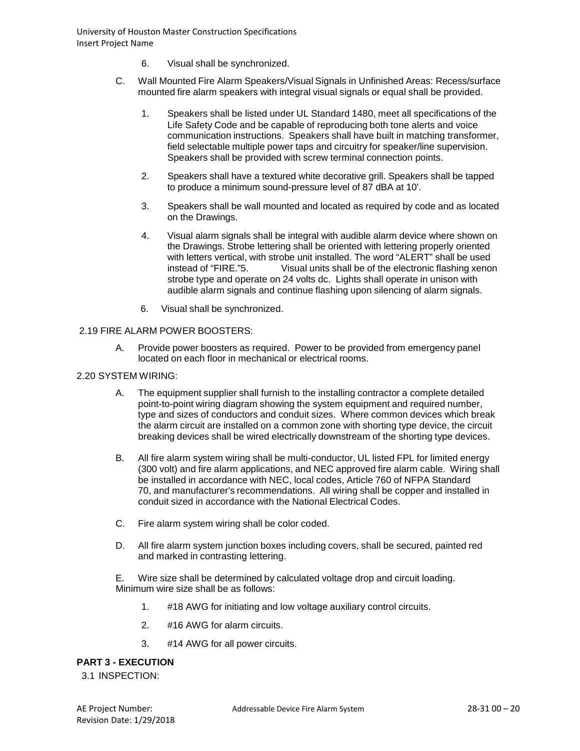6. Visual shall be synchronized.

C. Wall Mounted Fire Alarm Speakers/Visual Signals in Unfinished Areas: Recess/surface mounted fire alarm speakers with integral visual signals or equal shall be provided.

1. Speakers shall be listed under UL Standard 1480, meet all specifications of the Life Safety Code and be capable of reproducing both tone alerts and voice communication instructions. Speakers shall have built in matching transformer, field selectable multiple power taps and circuitry for speaker/line supervision. Speakers shall be provided with screw terminal connection points.

2. Speakers shall have a textured white decorative grill. Speakers shall be tapped to produce a minimum sound-pressure level of 87 dBA at 10'.

3. Speakers shall be wall mounted and located as required by code and as located on the Drawings.

4. Visual alarm signals shall be integral with audible alarm device where shown on the Drawings. Strobe lettering shall be oriented with lettering properly oriented with letters vertical, with strobe unit installed. The word "ALERT" shall be used instead of "FIRE."5. Visual units shall be of the electronic flashing xenon strobe type and operate on 24 volts dc. Lights shall operate in unison with audible alarm signals and continue flashing upon silencing of alarm signals.

6. Visual shall be synchronized.

2.19 FIRE ALARM POWER BOOSTERS:

A. Provide power boosters as required. Power to be provided from emergency panel located on each floor in mechanical or electrical rooms.

2.20 SYSTEM WIRING:

A. The equipment supplier shall furnish to the installing contractor a complete detailed point-to-point wiring diagram showing the system equipment and required number, type and sizes of conductors and conduit sizes. Where common devices which break the alarm circuit are installed on a common zone with shorting type device, the circuit breaking devices shall be wired electrically downstream of the shorting type devices.

B. All fire alarm system wiring shall be multi-conductor, UL listed FPL for limited energy (300 volt) and fire alarm applications, and NEC approved fire alarm cable. Wiring shall be installed in accordance with NEC, local codes, Article 760 of NFPA Standard 70, and manufacturer's recommendations. All wiring shall be copper and installed in conduit sized in accordance with the National Electrical Codes.

C. Fire alarm system wiring shall be color coded.

D. All fire alarm system junction boxes including covers, shall be secured, painted red and marked in contrasting lettering.

E. Wire size shall be determined by calculated voltage drop and circuit loading. Minimum wire size shall be as follows:

1. #18 AWG for initiating and low voltage auxiliary control circuits.

2. #16 AWG for alarm circuits.

3. #14 AWG for all power circuits.

**PART 3 - EXECUTION**

3.1 INSPECTION: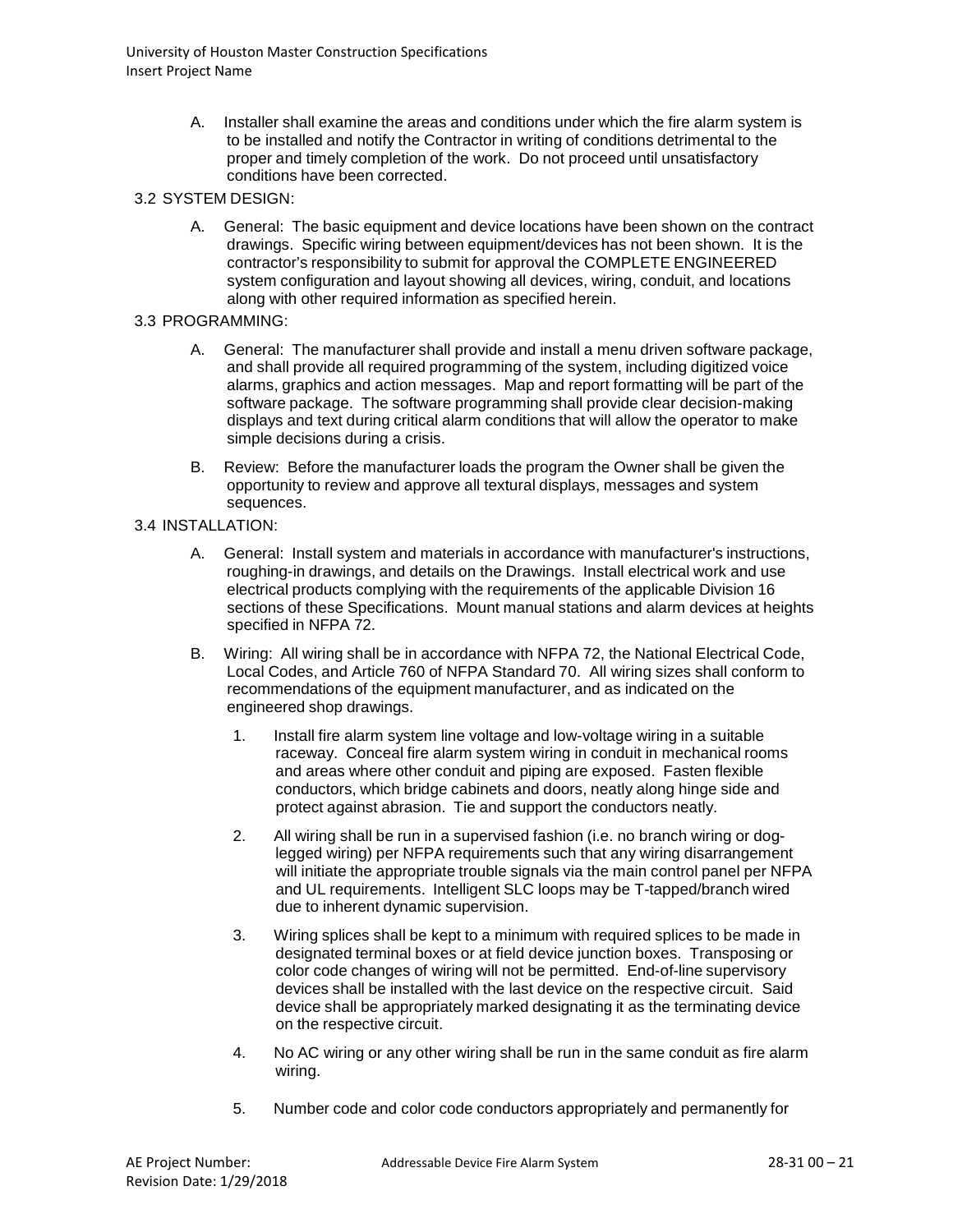A. Installer shall examine the areas and conditions under which the fire alarm system is to be installed and notify the Contractor in writing of conditions detrimental to the proper and timely completion of the work. Do not proceed until unsatisfactory conditions have been corrected.

3.2 SYSTEM DESIGN:

A. General: The basic equipment and device locations have been shown on the contract drawings. Specific wiring between equipment/devices has not been shown. It is the contractor's responsibility to submit for approval the COMPLETE ENGINEERED system configuration and layout showing all devices, wiring, conduit, and locations along with other required information as specified herein.

3.3 PROGRAMMING:

A. General: The manufacturer shall provide and install a menu driven software package, and shall provide all required programming of the system, including digitized voice alarms, graphics and action messages. Map and report formatting will be part of the software package. The software programming shall provide clear decision-making displays and text during critical alarm conditions that will allow the operator to make simple decisions during a crisis.

B. Review: Before the manufacturer loads the program the Owner shall be given the opportunity to review and approve all textural displays, messages and system sequences.

3.4 INSTALLATION:

A. General: Install system and materials in accordance with manufacturer's instructions, roughing-in drawings, and details on the Drawings. Install electrical work and use electrical products complying with the requirements of the applicable Division 16 sections of these Specifications. Mount manual stations and alarm devices at heights specified in NFPA 72.

B. Wiring: All wiring shall be in accordance with NFPA 72, the National Electrical Code, Local Codes, and Article 760 of NFPA Standard 70. All wiring sizes shall conform to recommendations of the equipment manufacturer, and as indicated on the engineered shop drawings.

1. Install fire alarm system line voltage and low-voltage wiring in a suitable raceway. Conceal fire alarm system wiring in conduit in mechanical rooms and areas where other conduit and piping are exposed. Fasten flexible conductors, which bridge cabinets and doors, neatly along hinge side and protect against abrasion. Tie and support the conductors neatly.

2. All wiring shall be run in a supervised fashion (i.e. no branch wiring or dog-legged wiring) per NFPA requirements such that any wiring disarrangement will initiate the appropriate trouble signals via the main control panel per NFPA and UL requirements. Intelligent SLC loops may be T-tapped/branch wired due to inherent dynamic supervision.

3. Wiring splices shall be kept to a minimum with required splices to be made in designated terminal boxes or at field device junction boxes. Transposing or color code changes of wiring will not be permitted. End-of-line supervisory devices shall be installed with the last device on the respective circuit. Said device shall be appropriately marked designating it as the terminating device on the respective circuit.

4. No AC wiring or any other wiring shall be run in the same conduit as fire alarm wiring.

5. Number code and color code conductors appropriately and permanently for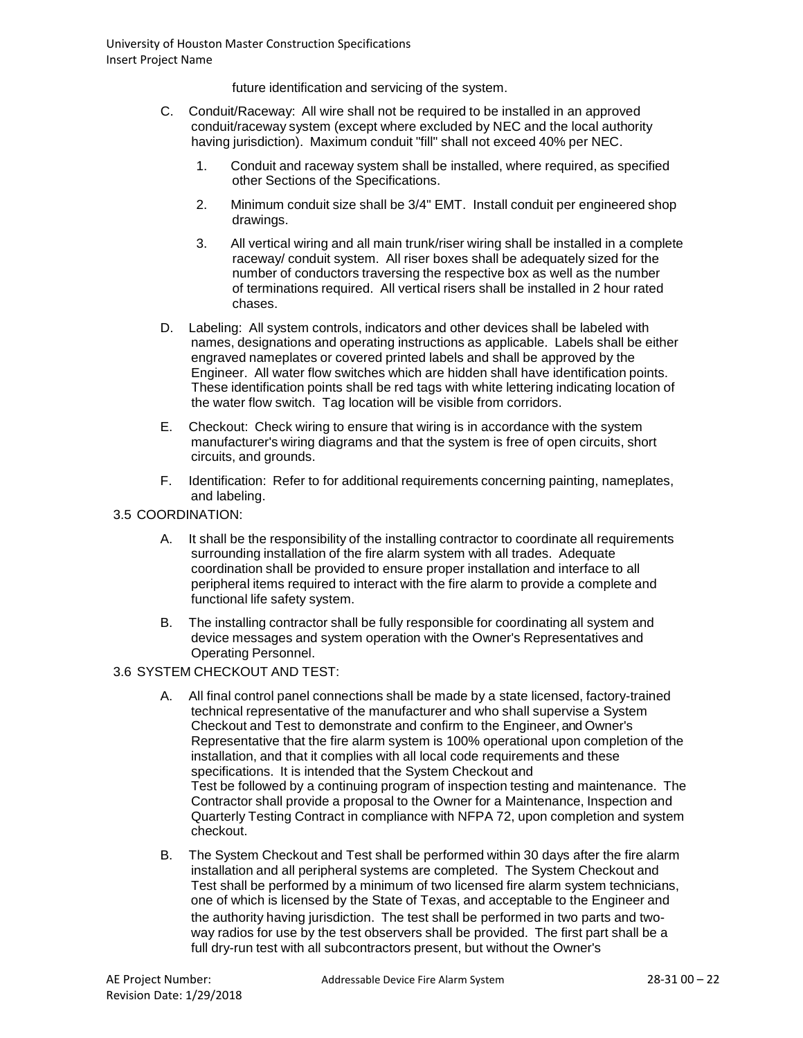future identification and servicing of the system.

C. Conduit/Raceway: All wire shall not be required to be installed in an approved conduit/raceway system (except where excluded by NEC and the local authority having jurisdiction). Maximum conduit "fill" shall not exceed 40% per NEC.

   1. Conduit and raceway system shall be installed, where required, as specified other Sections of the Specifications.

   2. Minimum conduit size shall be 3/4" EMT. Install conduit per engineered shop drawings.

   3. All vertical wiring and all main trunk/riser wiring shall be installed in a complete raceway/ conduit system. All riser boxes shall be adequately sized for the number of conductors traversing the respective box as well as the number of terminations required. All vertical risers shall be installed in 2 hour rated chases.

D. Labeling: All system controls, indicators and other devices shall be labeled with names, designations and operating instructions as applicable. Labels shall be either engraved nameplates or covered printed labels and shall be approved by the Engineer. All water flow switches which are hidden shall have identification points. These identification points shall be red tags with white lettering indicating location of the water flow switch. Tag location will be visible from corridors.

E. Checkout: Check wiring to ensure that wiring is in accordance with the system manufacturer's wiring diagrams and that the system is free of open circuits, short circuits, and grounds.

F. Identification: Refer to for additional requirements concerning painting, nameplates, and labeling.

## 3.5 COORDINATION:

A. It shall be the responsibility of the installing contractor to coordinate all requirements surrounding installation of the fire alarm system with all trades. Adequate coordination shall be provided to ensure proper installation and interface to all peripheral items required to interact with the fire alarm to provide a complete and functional life safety system.

B. The installing contractor shall be fully responsible for coordinating all system and device messages and system operation with the Owner's Representatives and Operating Personnel.

## 3.6 SYSTEM CHECKOUT AND TEST:

A. All final control panel connections shall be made by a state licensed, factory-trained technical representative of the manufacturer and who shall supervise a System Checkout and Test to demonstrate and confirm to the Engineer, and Owner's Representative that the fire alarm system is 100% operational upon completion of the installation, and that it complies with all local code requirements and these specifications. It is intended that the System Checkout and Test be followed by a continuing program of inspection testing and maintenance. The Contractor shall provide a proposal to the Owner for a Maintenance, Inspection and Quarterly Testing Contract in compliance with NFPA 72, upon completion and system checkout.

B. The System Checkout and Test shall be performed within 30 days after the fire alarm installation and all peripheral systems are completed. The System Checkout and Test shall be performed by a minimum of two licensed fire alarm system technicians, one of which is licensed by the State of Texas, and acceptable to the Engineer and the authority having jurisdiction. The test shall be performed in two parts and two-way radios for use by the test observers shall be provided. The first part shall be a full dry-run test with all subcontractors present, but without the Owner's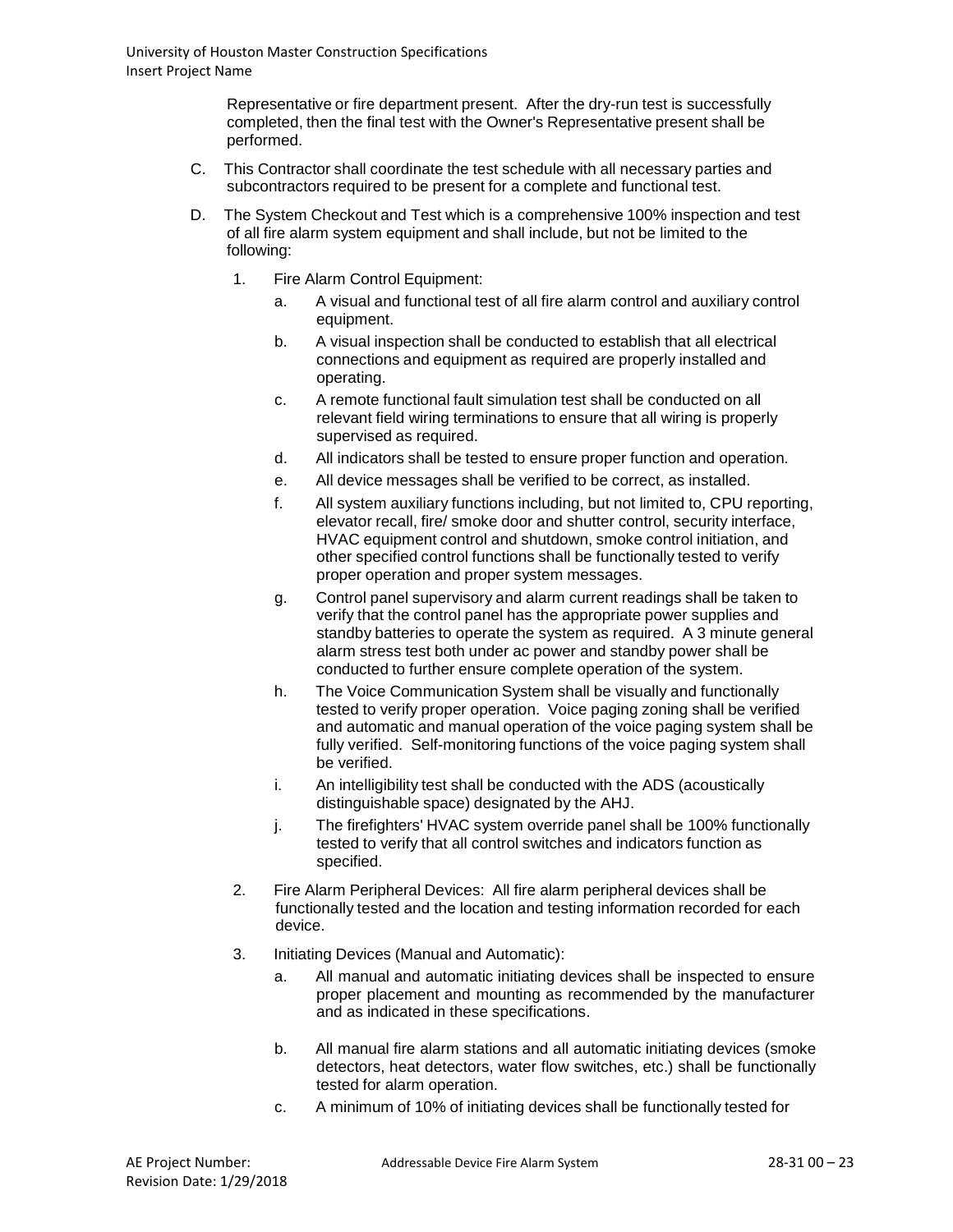Representative or fire department present. After the dry-run test is successfully completed, then the final test with the Owner's Representative present shall be performed.

C. This Contractor shall coordinate the test schedule with all necessary parties and subcontractors required to be present for a complete and functional test.

D. The System Checkout and Test which is a comprehensive 100% inspection and test of all fire alarm system equipment and shall include, but not be limited to the following:

1. Fire Alarm Control Equipment:
   a. A visual and functional test of all fire alarm control and auxiliary control equipment.
   b. A visual inspection shall be conducted to establish that all electrical connections and equipment as required are properly installed and operating.
   c. A remote functional fault simulation test shall be conducted on all relevant field wiring terminations to ensure that all wiring is properly supervised as required.
   d. All indicators shall be tested to ensure proper function and operation.
   e. All device messages shall be verified to be correct, as installed.
   f. All system auxiliary functions including, but not limited to, CPU reporting, elevator recall, fire/ smoke door and shutter control, security interface, HVAC equipment control and shutdown, smoke control initiation, and other specified control functions shall be functionally tested to verify proper operation and proper system messages.
   g. Control panel supervisory and alarm current readings shall be taken to verify that the control panel has the appropriate power supplies and standby batteries to operate the system as required. A 3 minute general alarm stress test both under ac power and standby power shall be conducted to further ensure complete operation of the system.
   h. The Voice Communication System shall be visually and functionally tested to verify proper operation. Voice paging zoning shall be verified and automatic and manual operation of the voice paging system shall be fully verified. Self-monitoring functions of the voice paging system shall be verified.
   i. An intelligibility test shall be conducted with the ADS (acoustically distinguishable space) designated by the AHJ.
   j. The firefighters' HVAC system override panel shall be 100% functionally tested to verify that all control switches and indicators function as specified.

2. Fire Alarm Peripheral Devices: All fire alarm peripheral devices shall be functionally tested and the location and testing information recorded for each device.

3. Initiating Devices (Manual and Automatic):
   a. All manual and automatic initiating devices shall be inspected to ensure proper placement and mounting as recommended by the manufacturer and as indicated in these specifications.
   b. All manual fire alarm stations and all automatic initiating devices (smoke detectors, heat detectors, water flow switches, etc.) shall be functionally tested for alarm operation.
   c. A minimum of 10% of initiating devices shall be functionally tested for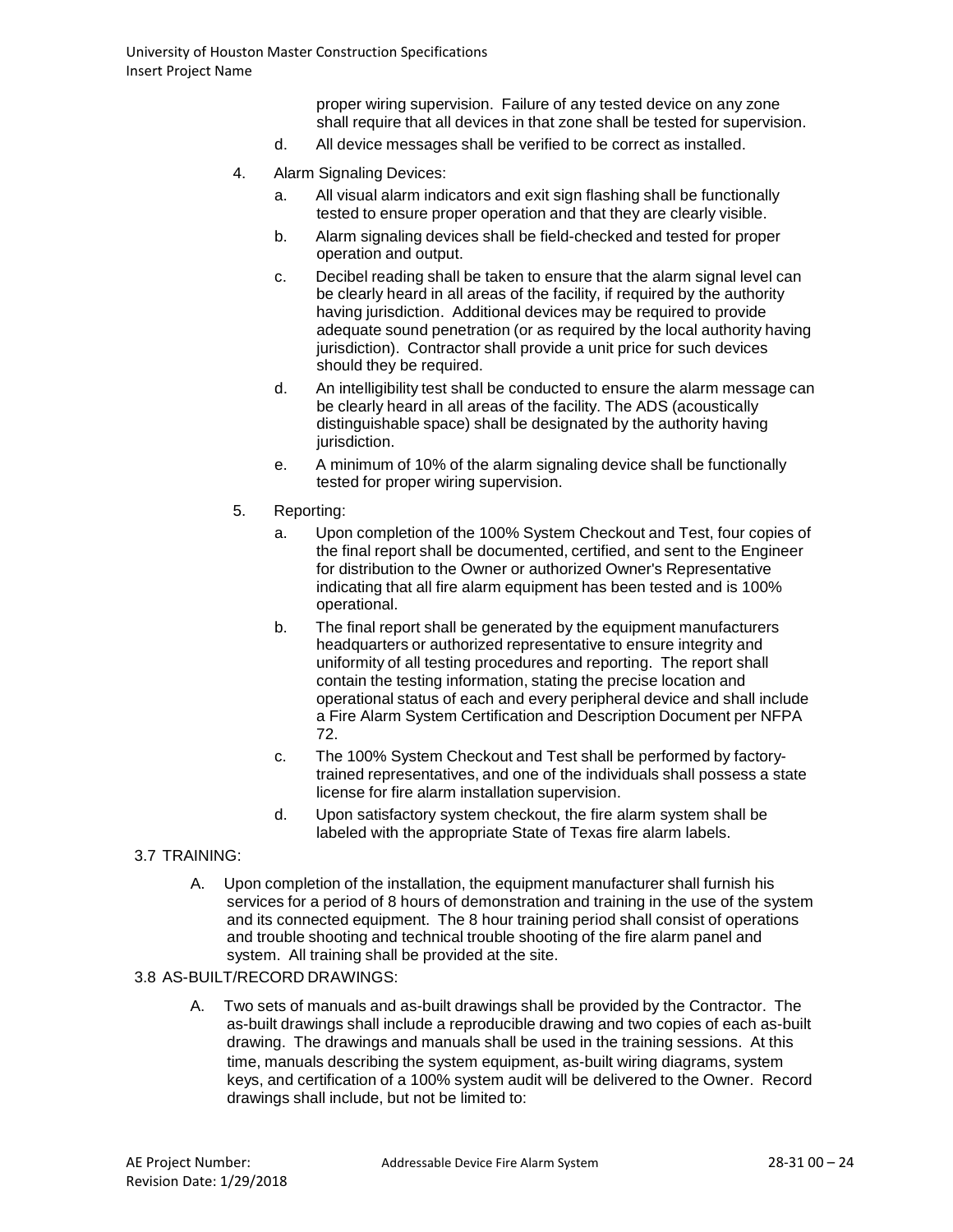proper wiring supervision. Failure of any tested device on any zone shall require that all devices in that zone shall be tested for supervision.

   d. All device messages shall be verified to be correct as installed.

4. Alarm Signaling Devices:
   a. All visual alarm indicators and exit sign flashing shall be functionally tested to ensure proper operation and that they are clearly visible.
   b. Alarm signaling devices shall be field-checked and tested for proper operation and output.
   c. Decibel reading shall be taken to ensure that the alarm signal level can be clearly heard in all areas of the facility, if required by the authority having jurisdiction. Additional devices may be required to provide adequate sound penetration (or as required by the local authority having jurisdiction). Contractor shall provide a unit price for such devices should they be required.
   d. An intelligibility test shall be conducted to ensure the alarm message can be clearly heard in all areas of the facility. The ADS (acoustically distinguishable space) shall be designated by the authority having jurisdiction.
   e. A minimum of 10% of the alarm signaling device shall be functionally tested for proper wiring supervision.

5. Reporting:
   a. Upon completion of the 100% System Checkout and Test, four copies of the final report shall be documented, certified, and sent to the Engineer for distribution to the Owner or authorized Owner's Representative indicating that all fire alarm equipment has been tested and is 100% operational.
   b. The final report shall be generated by the equipment manufacturers headquarters or authorized representative to ensure integrity and uniformity of all testing procedures and reporting. The report shall contain the testing information, stating the precise location and operational status of each and every peripheral device and shall include a Fire Alarm System Certification and Description Document per NFPA 72.
   c. The 100% System Checkout and Test shall be performed by factory-trained representatives, and one of the individuals shall possess a state license for fire alarm installation supervision.
   d. Upon satisfactory system checkout, the fire alarm system shall be labeled with the appropriate State of Texas fire alarm labels.

## 3.7 TRAINING:

A. Upon completion of the installation, the equipment manufacturer shall furnish his services for a period of 8 hours of demonstration and training in the use of the system and its connected equipment. The 8 hour training period shall consist of operations and trouble shooting and technical trouble shooting of the fire alarm panel and system. All training shall be provided at the site.

## 3.8 AS-BUILT/RECORD DRAWINGS:

A. Two sets of manuals and as-built drawings shall be provided by the Contractor. The as-built drawings shall include a reproducible drawing and two copies of each as-built drawing. The drawings and manuals shall be used in the training sessions. At this time, manuals describing the system equipment, as-built wiring diagrams, system keys, and certification of a 100% system audit will be delivered to the Owner. Record drawings shall include, but not be limited to: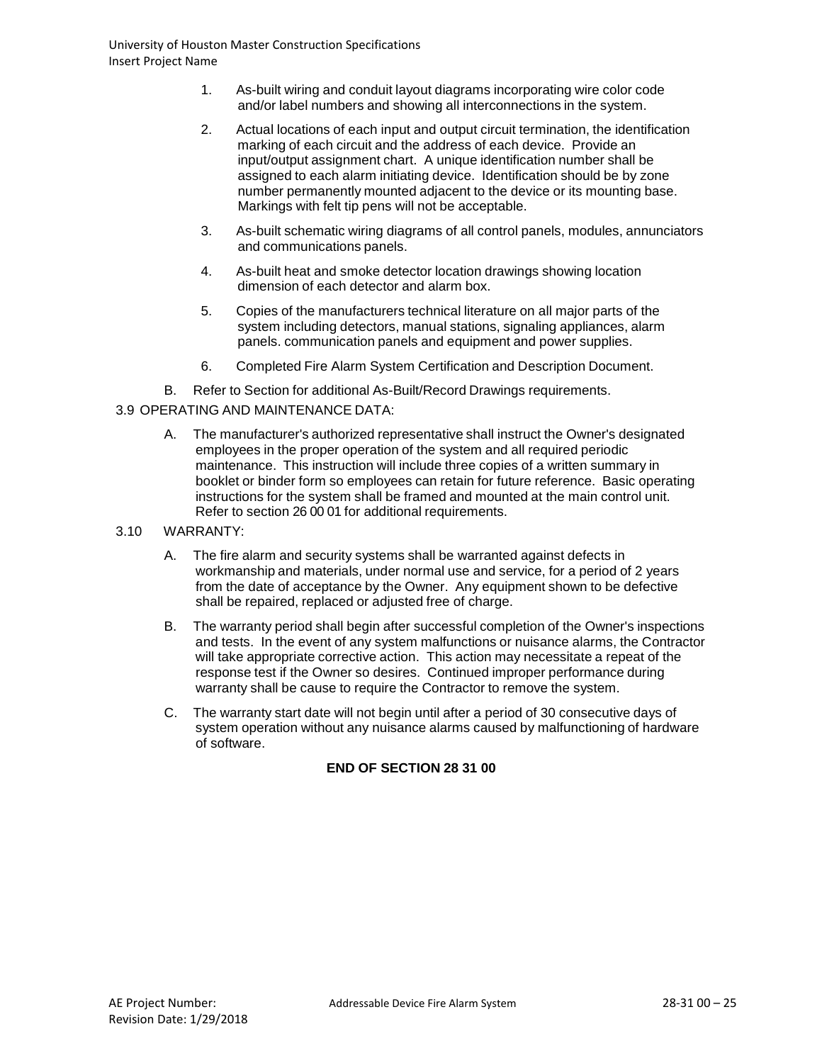1. As-built wiring and conduit layout diagrams incorporating wire color code and/or label numbers and showing all interconnections in the system.

2. Actual locations of each input and output circuit termination, the identification marking of each circuit and the address of each device. Provide an input/output assignment chart. A unique identification number shall be assigned to each alarm initiating device. Identification should be by zone number permanently mounted adjacent to the device or its mounting base. Markings with felt tip pens will not be acceptable.

3. As-built schematic wiring diagrams of all control panels, modules, annunciators and communications panels.

4. As-built heat and smoke detector location drawings showing location dimension of each detector and alarm box.

5. Copies of the manufacturers technical literature on all major parts of the system including detectors, manual stations, signaling appliances, alarm panels. communication panels and equipment and power supplies.

6. Completed Fire Alarm System Certification and Description Document.

B. Refer to Section for additional As-Built/Record Drawings requirements.

3.9 OPERATING AND MAINTENANCE DATA:

A. The manufacturer's authorized representative shall instruct the Owner's designated employees in the proper operation of the system and all required periodic maintenance. This instruction will include three copies of a written summary in booklet or binder form so employees can retain for future reference. Basic operating instructions for the system shall be framed and mounted at the main control unit. Refer to section 26 00 01 for additional requirements.

3.10 WARRANTY:

A. The fire alarm and security systems shall be warranted against defects in workmanship and materials, under normal use and service, for a period of 2 years from the date of acceptance by the Owner. Any equipment shown to be defective shall be repaired, replaced or adjusted free of charge.

B. The warranty period shall begin after successful completion of the Owner's inspections and tests. In the event of any system malfunctions or nuisance alarms, the Contractor will take appropriate corrective action. This action may necessitate a repeat of the response test if the Owner so desires. Continued improper performance during warranty shall be cause to require the Contractor to remove the system.

C. The warranty start date will not begin until after a period of 30 consecutive days of system operation without any nuisance alarms caused by malfunctioning of hardware of software.

**END OF SECTION 28 31 00**